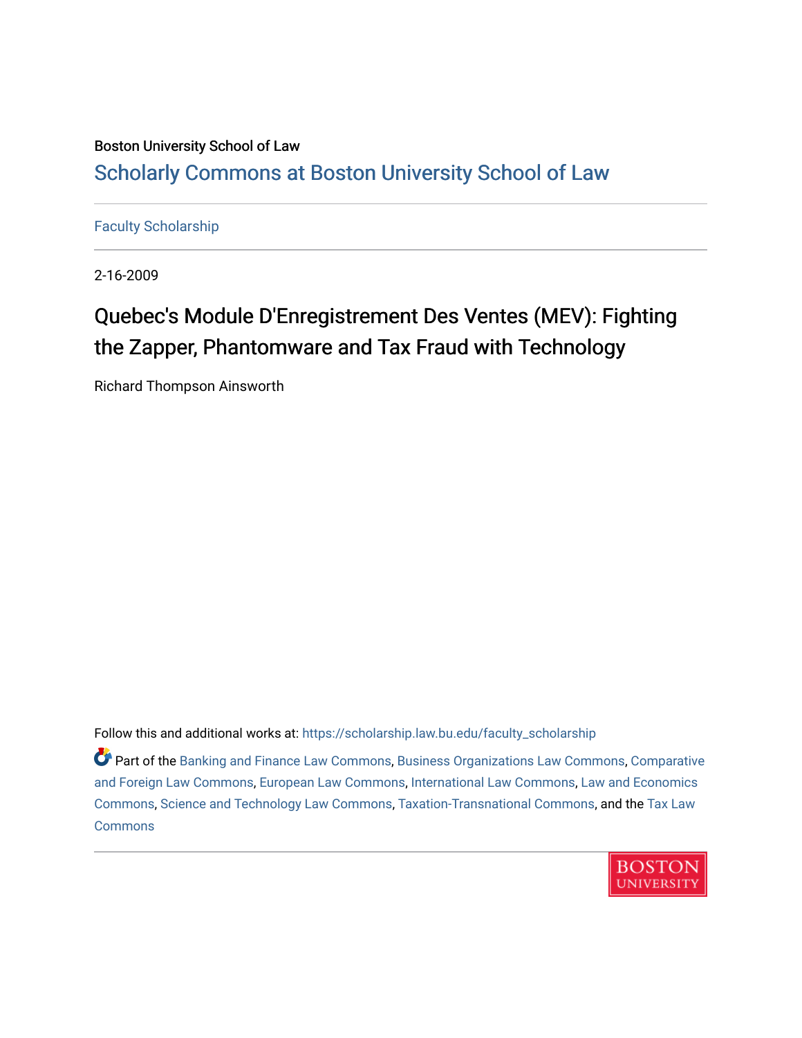Boston University School of Law

Scholarly Commons at Boston University School of Law

Faculty Scholarship

2-16-2009

# Quebec's Module D'Enregistrement Des Ventes (MEV): Fighting the Zapper, Phantomware and Tax Fraud with Technology

Richard Thompson Ainsworth

Follow this and additional works at: https://scholarship.law.bu.edu/faculty_scholarship

Part of the Banking and Finance Law Commons, Business Organizations Law Commons, Comparative and Foreign Law Commons, European Law Commons, International Law Commons, Law and Economics Commons, Science and Technology Law Commons, Taxation-Transnational Commons, and the Tax Law Commons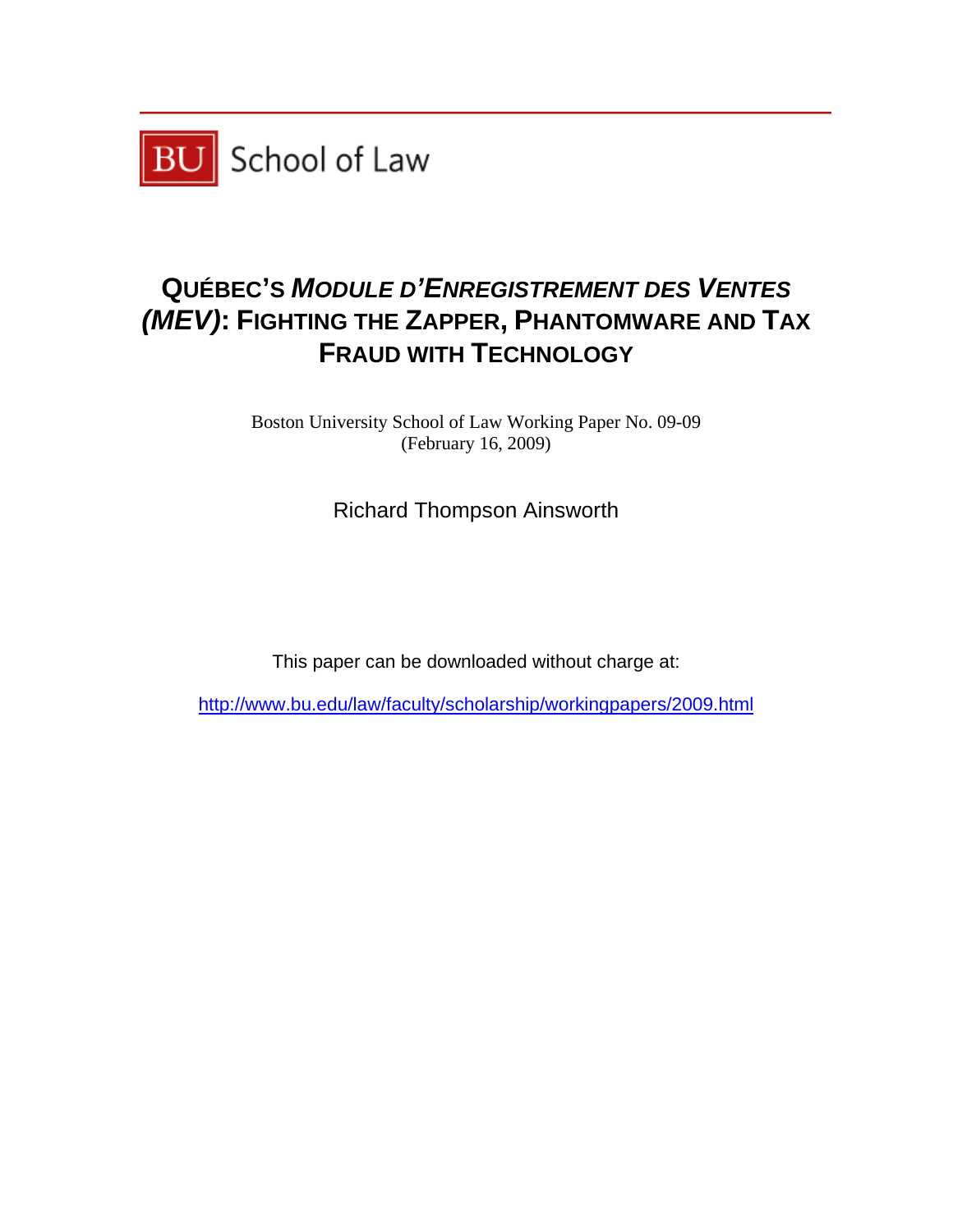BU School of Law

# QUÉBEC'S *MODULE D'ENREGISTREMENT DES VENTES (MEV)*: FIGHTING THE ZAPPER, PHANTOMWARE AND TAX FRAUD WITH TECHNOLOGY

Boston University School of Law Working Paper No. 09-09
(February 16, 2009)

Richard Thompson Ainsworth

This paper can be downloaded without charge at:

http://www.bu.edu/law/faculty/scholarship/workingpapers/2009.html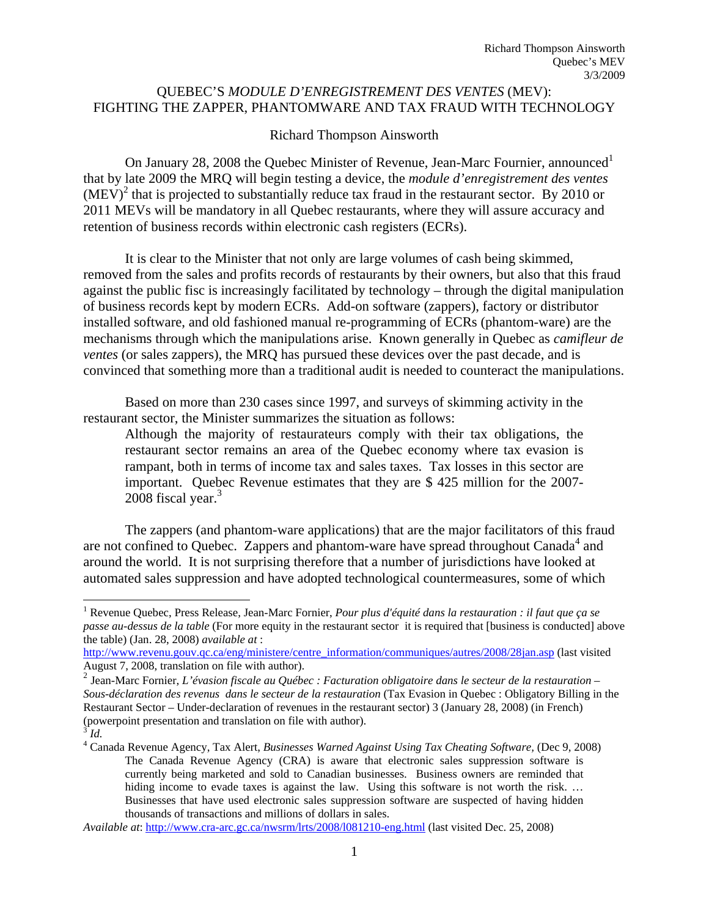# QUEBEC'S *MODULE D'ENREGISTREMENT DES VENTES* (MEV): FIGHTING THE ZAPPER, PHANTOMWARE AND TAX FRAUD WITH TECHNOLOGY

Richard Thompson Ainsworth

On January 28, 2008 the Quebec Minister of Revenue, Jean-Marc Fournier, announced[1] that by late 2009 the MRQ will begin testing a device, the *module d'enregistrement des ventes* (MEV)[2] that is projected to substantially reduce tax fraud in the restaurant sector. By 2010 or 2011 MEVs will be mandatory in all Quebec restaurants, where they will assure accuracy and retention of business records within electronic cash registers (ECRs).

It is clear to the Minister that not only are large volumes of cash being skimmed, removed from the sales and profits records of restaurants by their owners, but also that this fraud against the public fisc is increasingly facilitated by technology – through the digital manipulation of business records kept by modern ECRs. Add-on software (zappers), factory or distributor installed software, and old fashioned manual re-programming of ECRs (phantom-ware) are the mechanisms through which the manipulations arise. Known generally in Quebec as *camifleur de ventes* (or sales zappers), the MRQ has pursued these devices over the past decade, and is convinced that something more than a traditional audit is needed to counteract the manipulations.

Based on more than 230 cases since 1997, and surveys of skimming activity in the restaurant sector, the Minister summarizes the situation as follows:

> Although the majority of restaurateurs comply with their tax obligations, the restaurant sector remains an area of the Quebec economy where tax evasion is rampant, both in terms of income tax and sales taxes. Tax losses in this sector are important. Quebec Revenue estimates that they are $ 425 million for the 2007-2008 fiscal year.[3]

The zappers (and phantom-ware applications) that are the major facilitators of this fraud are not confined to Quebec. Zappers and phantom-ware have spread throughout Canada[4] and around the world. It is not surprising therefore that a number of jurisdictions have looked at automated sales suppression and have adopted technological countermeasures, some of which

---

[1] Revenue Quebec, Press Release, Jean-Marc Fornier, *Pour plus d'équité dans la restauration : il faut que ça se passe au-dessus de la table* (For more equity in the restaurant sector it is required that [business is conducted] above the table) (Jan. 28, 2008) *available at* : http://www.revenu.gouv.qc.ca/eng/ministere/centre_information/communiques/autres/2008/28jan.asp (last visited August 7, 2008, translation on file with author).

[2] Jean-Marc Fornier, *L'évasion fiscale au Québec : Facturation obligatoire dans le secteur de la restauration – Sous-déclaration des revenus dans le secteur de la restauration* (Tax Evasion in Quebec : Obligatory Billing in the Restaurant Sector – Under-declaration of revenues in the restaurant sector) 3 (January 28, 2008) (in French) (powerpoint presentation and translation on file with author).

[3] *Id.*

[4] Canada Revenue Agency, Tax Alert, *Businesses Warned Against Using Tax Cheating Software*, (Dec 9, 2008)

> The Canada Revenue Agency (CRA) is aware that electronic sales suppression software is currently being marketed and sold to Canadian businesses. Business owners are reminded that hiding income to evade taxes is against the law. Using this software is not worth the risk. … Businesses that have used electronic sales suppression software are suspected of having hidden thousands of transactions and millions of dollars in sales.

*Available at*: http://www.cra-arc.gc.ca/nwsrm/lrts/2008/l081210-eng.html (last visited Dec. 25, 2008)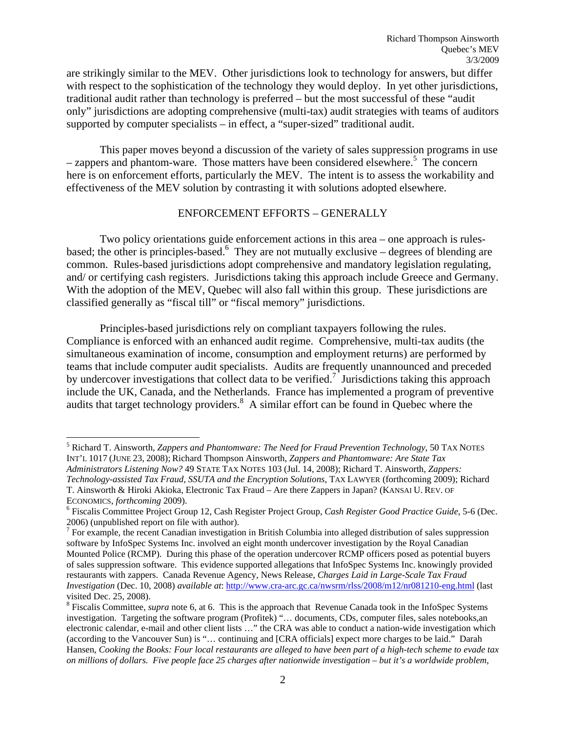are strikingly similar to the MEV. Other jurisdictions look to technology for answers, but differ with respect to the sophistication of the technology they would deploy. In yet other jurisdictions, traditional audit rather than technology is preferred – but the most successful of these "audit only" jurisdictions are adopting comprehensive (multi-tax) audit strategies with teams of auditors supported by computer specialists – in effect, a "super-sized" traditional audit.

This paper moves beyond a discussion of the variety of sales suppression programs in use – zappers and phantom-ware. Those matters have been considered elsewhere.[5] The concern here is on enforcement efforts, particularly the MEV. The intent is to assess the workability and effectiveness of the MEV solution by contrasting it with solutions adopted elsewhere.

## ENFORCEMENT EFFORTS – GENERALLY

Two policy orientations guide enforcement actions in this area – one approach is rules-based; the other is principles-based.[6] They are not mutually exclusive – degrees of blending are common. Rules-based jurisdictions adopt comprehensive and mandatory legislation regulating, and/ or certifying cash registers. Jurisdictions taking this approach include Greece and Germany. With the adoption of the MEV, Quebec will also fall within this group. These jurisdictions are classified generally as "fiscal till" or "fiscal memory" jurisdictions.

Principles-based jurisdictions rely on compliant taxpayers following the rules. Compliance is enforced with an enhanced audit regime. Comprehensive, multi-tax audits (the simultaneous examination of income, consumption and employment returns) are performed by teams that include computer audit specialists. Audits are frequently unannounced and preceded by undercover investigations that collect data to be verified.[7] Jurisdictions taking this approach include the UK, Canada, and the Netherlands. France has implemented a program of preventive audits that target technology providers.[8] A similar effort can be found in Quebec where the

---

[5] Richard T. Ainsworth, *Zappers and Phantomware: The Need for Fraud Prevention Technology*, 50 TAX NOTES INT'L 1017 (JUNE 23, 2008); Richard Thompson Ainsworth, *Zappers and Phantomware: Are State Tax Administrators Listening Now?* 49 STATE TAX NOTES 103 (Jul. 14, 2008); Richard T. Ainsworth, *Zappers: Technology-assisted Tax Fraud, SSUTA and the Encryption Solutions*, TAX LAWYER (forthcoming 2009); Richard T. Ainsworth & Hiroki Akioka, Electronic Tax Fraud – Are there Zappers in Japan? (KANSAI U. REV. OF ECONOMICS, *forthcoming* 2009).

[6] Fiscalis Committee Project Group 12, Cash Register Project Group, *Cash Register Good Practice Guide*, 5-6 (Dec. 2006) (unpublished report on file with author).

[7] For example, the recent Canadian investigation in British Columbia into alleged distribution of sales suppression software by InfoSpec Systems Inc. involved an eight month undercover investigation by the Royal Canadian Mounted Police (RCMP). During this phase of the operation undercover RCMP officers posed as potential buyers of sales suppression software. This evidence supported allegations that InfoSpec Systems Inc. knowingly provided restaurants with zappers. Canada Revenue Agency, News Release, *Charges Laid in Large-Scale Tax Fraud Investigation* (Dec. 10, 2008) *available at*: http://www.cra-arc.gc.ca/nwsrm/rlss/2008/m12/nr081210-eng.html (last visited Dec. 25, 2008).

[8] Fiscalis Committee, *supra* note 6, at 6. This is the approach that Revenue Canada took in the InfoSpec Systems investigation. Targeting the software program (Profitek) "… documents, CDs, computer files, sales notebooks,an electronic calendar, e-mail and other client lists …" the CRA was able to conduct a nation-wide investigation which (according to the Vancouver Sun) is "… continuing and [CRA officials] expect more charges to be laid." Darah Hansen, *Cooking the Books: Four local restaurants are alleged to have been part of a high-tech scheme to evade tax on millions of dollars. Five people face 25 charges after nationwide investigation – but it's a worldwide problem*,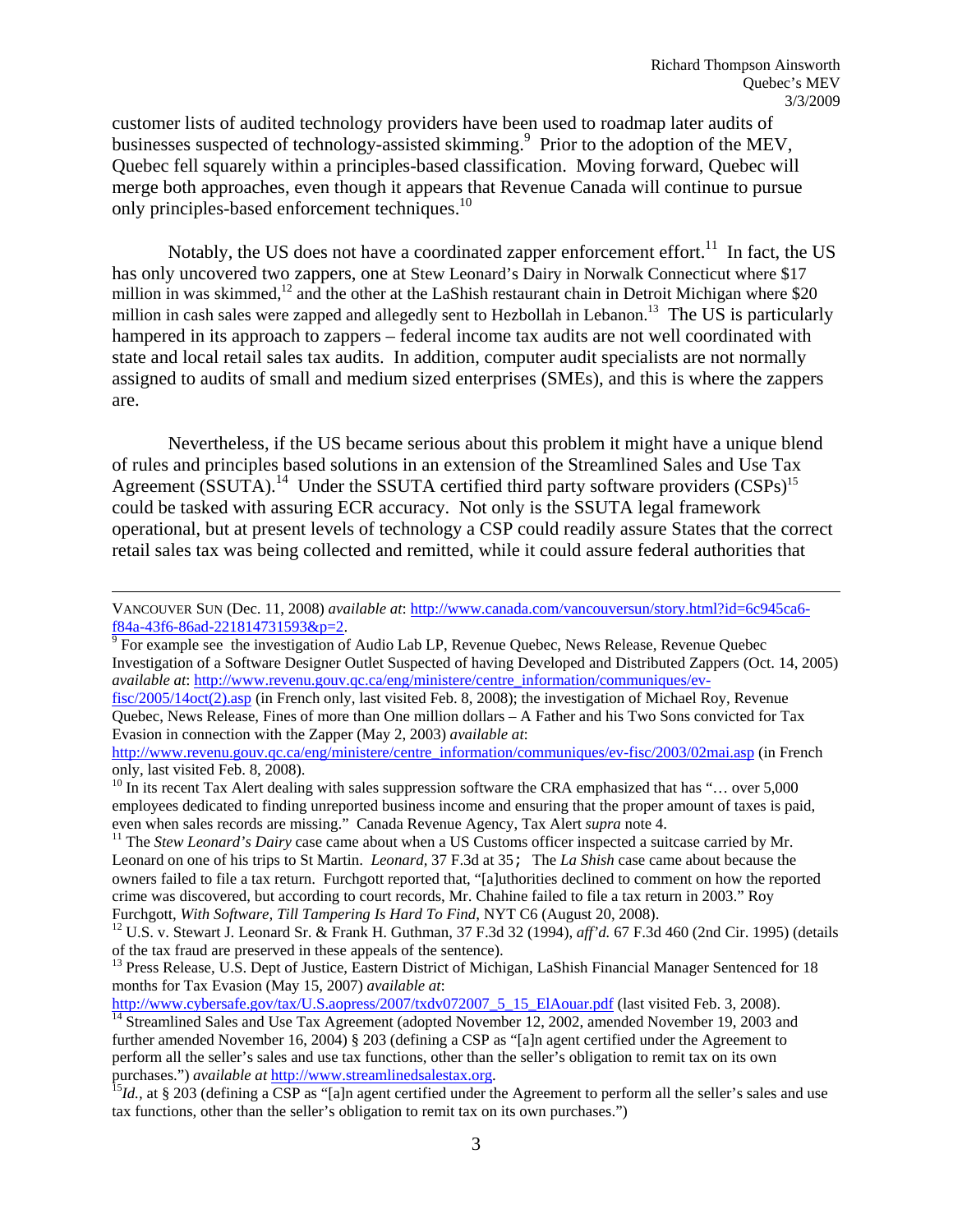customer lists of audited technology providers have been used to roadmap later audits of businesses suspected of technology-assisted skimming.[9] Prior to the adoption of the MEV, Quebec fell squarely within a principles-based classification. Moving forward, Quebec will merge both approaches, even though it appears that Revenue Canada will continue to pursue only principles-based enforcement techniques.[10]

Notably, the US does not have a coordinated zapper enforcement effort.[11] In fact, the US has only uncovered two zappers, one at Stew Leonard's Dairy in Norwalk Connecticut where $17 million in was skimmed,[12] and the other at the LaShish restaurant chain in Detroit Michigan where $20 million in cash sales were zapped and allegedly sent to Hezbollah in Lebanon.[13] The US is particularly hampered in its approach to zappers – federal income tax audits are not well coordinated with state and local retail sales tax audits. In addition, computer audit specialists are not normally assigned to audits of small and medium sized enterprises (SMEs), and this is where the zappers are.

Nevertheless, if the US became serious about this problem it might have a unique blend of rules and principles based solutions in an extension of the Streamlined Sales and Use Tax Agreement (SSUTA).[14] Under the SSUTA certified third party software providers (CSPs)[15] could be tasked with assuring ECR accuracy. Not only is the SSUTA legal framework operational, but at present levels of technology a CSP could readily assure States that the correct retail sales tax was being collected and remitted, while it could assure federal authorities that

---

VANCOUVER SUN (Dec. 11, 2008) *available at*: http://www.canada.com/vancouversun/story.html?id=6c945ca6-f84a-43f6-86ad-221814731593&p=2.

[9] For example see the investigation of Audio Lab LP, Revenue Quebec, News Release, Revenue Quebec Investigation of a Software Designer Outlet Suspected of having Developed and Distributed Zappers (Oct. 14, 2005) *available at*: http://www.revenu.gouv.qc.ca/eng/ministere/centre_information/communiques/ev-fisc/2005/14oct(2).asp (in French only, last visited Feb. 8, 2008); the investigation of Michael Roy, Revenue Quebec, News Release, Fines of more than One million dollars – A Father and his Two Sons convicted for Tax Evasion in connection with the Zapper (May 2, 2003) *available at*: http://www.revenu.gouv.qc.ca/eng/ministere/centre_information/communiques/ev-fisc/2003/02mai.asp (in French only, last visited Feb. 8, 2008).

[10] In its recent Tax Alert dealing with sales suppression software the CRA emphasized that has "… over 5,000 employees dedicated to finding unreported business income and ensuring that the proper amount of taxes is paid, even when sales records are missing." Canada Revenue Agency, Tax Alert *supra* note 4.

[11] The *Stew Leonard's Dairy* case came about when a US Customs officer inspected a suitcase carried by Mr. Leonard on one of his trips to St Martin. *Leonard*, 37 F.3d at 35; The *La Shish* case came about because the owners failed to file a tax return. Furchgott reported that, "[a]uthorities declined to comment on how the reported crime was discovered, but according to court records, Mr. Chahine failed to file a tax return in 2003." Roy Furchgott, *With Software, Till Tampering Is Hard To Find*, NYT C6 (August 20, 2008).

[12] U.S. v. Stewart J. Leonard Sr. & Frank H. Guthman, 37 F.3d 32 (1994), *aff'd.* 67 F.3d 460 (2nd Cir. 1995) (details of the tax fraud are preserved in these appeals of the sentence).

[13] Press Release, U.S. Dept of Justice, Eastern District of Michigan, LaShish Financial Manager Sentenced for 18 months for Tax Evasion (May 15, 2007) *available at*: http://www.cybersafe.gov/tax/U.S.aopress/2007/txdv072007_5_15_ElAouar.pdf (last visited Feb. 3, 2008).

[14] Streamlined Sales and Use Tax Agreement (adopted November 12, 2002, amended November 19, 2003 and further amended November 16, 2004) § 203 (defining a CSP as "[a]n agent certified under the Agreement to perform all the seller's sales and use tax functions, other than the seller's obligation to remit tax on its own purchases.") *available at* http://www.streamlinedsalestax.org.

[15] *Id.*, at § 203 (defining a CSP as "[a]n agent certified under the Agreement to perform all the seller's sales and use tax functions, other than the seller's obligation to remit tax on its own purchases.")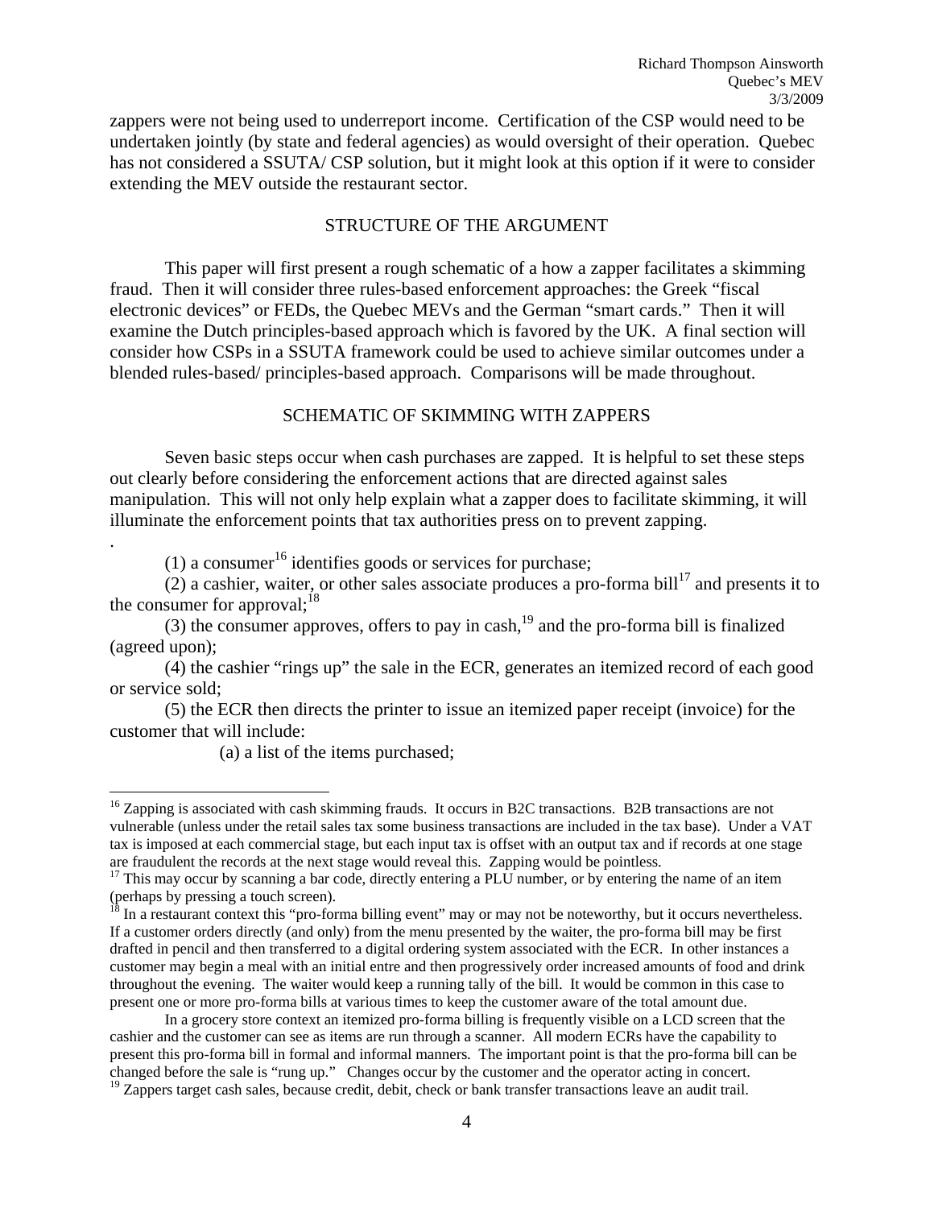zappers were not being used to underreport income. Certification of the CSP would need to be undertaken jointly (by state and federal agencies) as would oversight of their operation. Quebec has not considered a SSUTA/ CSP solution, but it might look at this option if it were to consider extending the MEV outside the restaurant sector.

## STRUCTURE OF THE ARGUMENT

This paper will first present a rough schematic of a how a zapper facilitates a skimming fraud. Then it will consider three rules-based enforcement approaches: the Greek "fiscal electronic devices" or FEDs, the Quebec MEVs and the German "smart cards." Then it will examine the Dutch principles-based approach which is favored by the UK. A final section will consider how CSPs in a SSUTA framework could be used to achieve similar outcomes under a blended rules-based/ principles-based approach. Comparisons will be made throughout.

## SCHEMATIC OF SKIMMING WITH ZAPPERS

Seven basic steps occur when cash purchases are zapped. It is helpful to set these steps out clearly before considering the enforcement actions that are directed against sales manipulation. This will not only help explain what a zapper does to facilitate skimming, it will illuminate the enforcement points that tax authorities press on to prevent zapping.

.

(1) a consumer[16] identifies goods or services for purchase;

(2) a cashier, waiter, or other sales associate produces a pro-forma bill[17] and presents it to the consumer for approval;[18]

(3) the consumer approves, offers to pay in cash,[19] and the pro-forma bill is finalized (agreed upon);

(4) the cashier "rings up" the sale in the ECR, generates an itemized record of each good or service sold;

(5) the ECR then directs the printer to issue an itemized paper receipt (invoice) for the customer that will include:

(a) a list of the items purchased;

---

[16] Zapping is associated with cash skimming frauds. It occurs in B2C transactions. B2B transactions are not vulnerable (unless under the retail sales tax some business transactions are included in the tax base). Under a VAT tax is imposed at each commercial stage, but each input tax is offset with an output tax and if records at one stage are fraudulent the records at the next stage would reveal this. Zapping would be pointless.

[17] This may occur by scanning a bar code, directly entering a PLU number, or by entering the name of an item (perhaps by pressing a touch screen).

[18] In a restaurant context this "pro-forma billing event" may or may not be noteworthy, but it occurs nevertheless. If a customer orders directly (and only) from the menu presented by the waiter, the pro-forma bill may be first drafted in pencil and then transferred to a digital ordering system associated with the ECR. In other instances a customer may begin a meal with an initial entre and then progressively order increased amounts of food and drink throughout the evening. The waiter would keep a running tally of the bill. It would be common in this case to present one or more pro-forma bills at various times to keep the customer aware of the total amount due.

In a grocery store context an itemized pro-forma billing is frequently visible on a LCD screen that the cashier and the customer can see as items are run through a scanner. All modern ECRs have the capability to present this pro-forma bill in formal and informal manners. The important point is that the pro-forma bill can be changed before the sale is "rung up." Changes occur by the customer and the operator acting in concert.

[19] Zappers target cash sales, because credit, debit, check or bank transfer transactions leave an audit trail.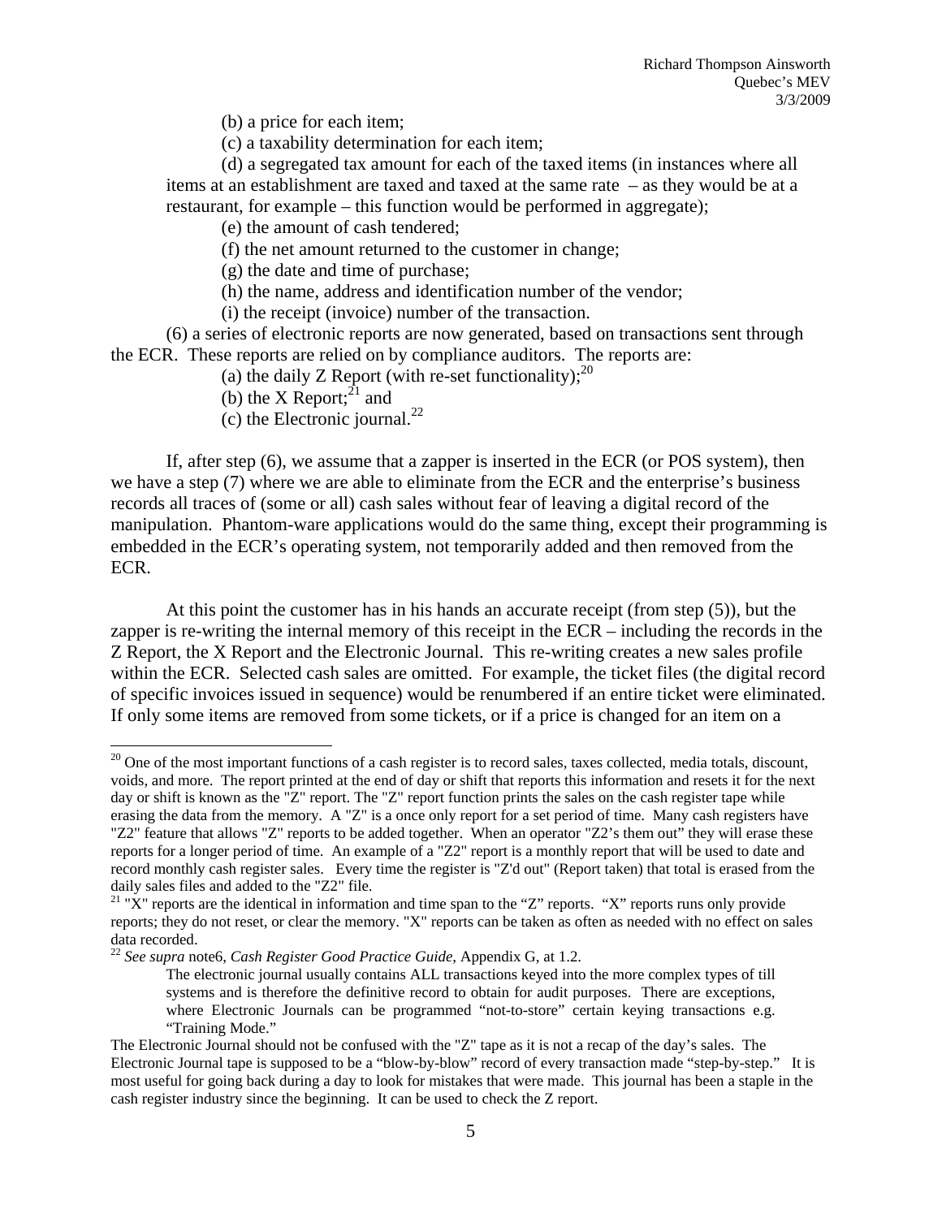(b) a price for each item;

(c) a taxability determination for each item;

(d) a segregated tax amount for each of the taxed items (in instances where all items at an establishment are taxed and taxed at the same rate – as they would be at a restaurant, for example – this function would be performed in aggregate);

(e) the amount of cash tendered;

(f) the net amount returned to the customer in change;

(g) the date and time of purchase;

(h) the name, address and identification number of the vendor;

(i) the receipt (invoice) number of the transaction.

(6) a series of electronic reports are now generated, based on transactions sent through the ECR. These reports are relied on by compliance auditors. The reports are:

(a) the daily Z Report (with re-set functionality);[20]

(b) the X Report;[21] and

(c) the Electronic journal.[22]

If, after step (6), we assume that a zapper is inserted in the ECR (or POS system), then we have a step (7) where we are able to eliminate from the ECR and the enterprise's business records all traces of (some or all) cash sales without fear of leaving a digital record of the manipulation. Phantom-ware applications would do the same thing, except their programming is embedded in the ECR's operating system, not temporarily added and then removed from the ECR.

At this point the customer has in his hands an accurate receipt (from step (5)), but the zapper is re-writing the internal memory of this receipt in the ECR – including the records in the Z Report, the X Report and the Electronic Journal. This re-writing creates a new sales profile within the ECR. Selected cash sales are omitted. For example, the ticket files (the digital record of specific invoices issued in sequence) would be renumbered if an entire ticket were eliminated. If only some items are removed from some tickets, or if a price is changed for an item on a

---

[20] One of the most important functions of a cash register is to record sales, taxes collected, media totals, discount, voids, and more. The report printed at the end of day or shift that reports this information and resets it for the next day or shift is known as the "Z" report. The "Z" report function prints the sales on the cash register tape while erasing the data from the memory. A "Z" is a once only report for a set period of time. Many cash registers have "Z2" feature that allows "Z" reports to be added together. When an operator "Z2's them out" they will erase these reports for a longer period of time. An example of a "Z2" report is a monthly report that will be used to date and record monthly cash register sales. Every time the register is "Z'd out" (Report taken) that total is erased from the daily sales files and added to the "Z2" file.

[21] "X" reports are the identical in information and time span to the "Z" reports. "X" reports runs only provide reports; they do not reset, or clear the memory. "X" reports can be taken as often as needed with no effect on sales data recorded.

[22] *See supra* note6, *Cash Register Good Practice Guide*, Appendix G, at 1.2.

> The electronic journal usually contains ALL transactions keyed into the more complex types of till systems and is therefore the definitive record to obtain for audit purposes. There are exceptions, where Electronic Journals can be programmed "not-to-store" certain keying transactions e.g. "Training Mode."

The Electronic Journal should not be confused with the "Z" tape as it is not a recap of the day's sales. The Electronic Journal tape is supposed to be a "blow-by-blow" record of every transaction made "step-by-step." It is most useful for going back during a day to look for mistakes that were made. This journal has been a staple in the cash register industry since the beginning. It can be used to check the Z report.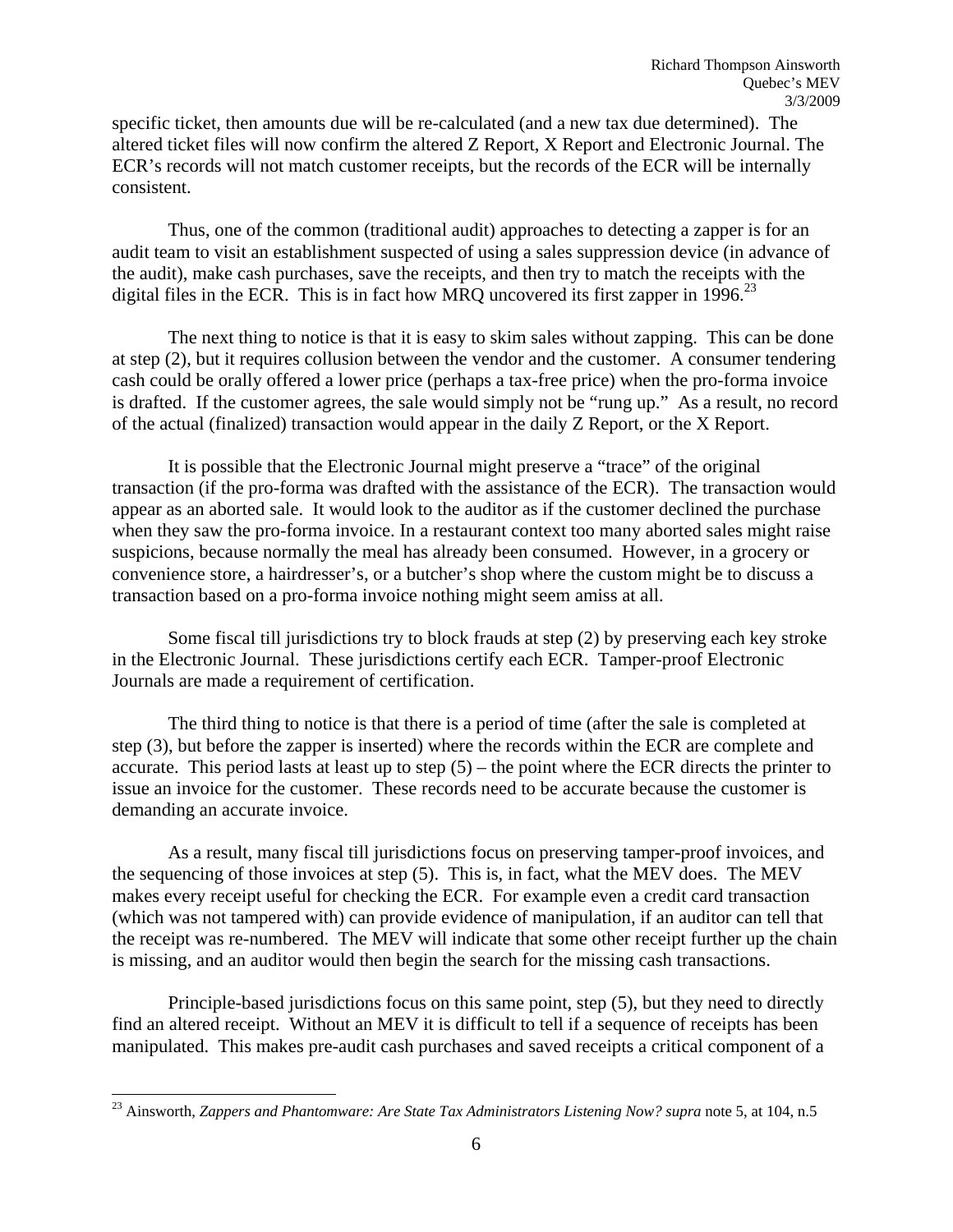specific ticket, then amounts due will be re-calculated (and a new tax due determined). The altered ticket files will now confirm the altered Z Report, X Report and Electronic Journal. The ECR's records will not match customer receipts, but the records of the ECR will be internally consistent.

Thus, one of the common (traditional audit) approaches to detecting a zapper is for an audit team to visit an establishment suspected of using a sales suppression device (in advance of the audit), make cash purchases, save the receipts, and then try to match the receipts with the digital files in the ECR. This is in fact how MRQ uncovered its first zapper in 1996.[23]

The next thing to notice is that it is easy to skim sales without zapping. This can be done at step (2), but it requires collusion between the vendor and the customer. A consumer tendering cash could be orally offered a lower price (perhaps a tax-free price) when the pro-forma invoice is drafted. If the customer agrees, the sale would simply not be "rung up." As a result, no record of the actual (finalized) transaction would appear in the daily Z Report, or the X Report.

It is possible that the Electronic Journal might preserve a "trace" of the original transaction (if the pro-forma was drafted with the assistance of the ECR). The transaction would appear as an aborted sale. It would look to the auditor as if the customer declined the purchase when they saw the pro-forma invoice. In a restaurant context too many aborted sales might raise suspicions, because normally the meal has already been consumed. However, in a grocery or convenience store, a hairdresser's, or a butcher's shop where the custom might be to discuss a transaction based on a pro-forma invoice nothing might seem amiss at all.

Some fiscal till jurisdictions try to block frauds at step (2) by preserving each key stroke in the Electronic Journal. These jurisdictions certify each ECR. Tamper-proof Electronic Journals are made a requirement of certification.

The third thing to notice is that there is a period of time (after the sale is completed at step (3), but before the zapper is inserted) where the records within the ECR are complete and accurate. This period lasts at least up to step (5) – the point where the ECR directs the printer to issue an invoice for the customer. These records need to be accurate because the customer is demanding an accurate invoice.

As a result, many fiscal till jurisdictions focus on preserving tamper-proof invoices, and the sequencing of those invoices at step (5). This is, in fact, what the MEV does. The MEV makes every receipt useful for checking the ECR. For example even a credit card transaction (which was not tampered with) can provide evidence of manipulation, if an auditor can tell that the receipt was re-numbered. The MEV will indicate that some other receipt further up the chain is missing, and an auditor would then begin the search for the missing cash transactions.

Principle-based jurisdictions focus on this same point, step (5), but they need to directly find an altered receipt. Without an MEV it is difficult to tell if a sequence of receipts has been manipulated. This makes pre-audit cash purchases and saved receipts a critical component of a

---

[23] Ainsworth, *Zappers and Phantomware: Are State Tax Administrators Listening Now? supra* note 5, at 104, n.5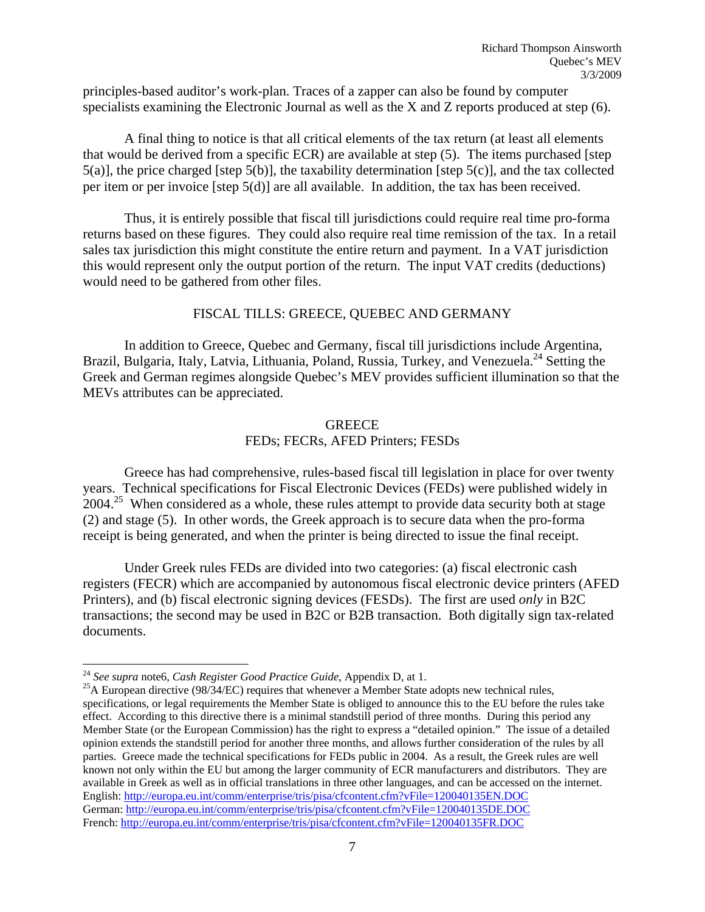principles-based auditor's work-plan. Traces of a zapper can also be found by computer specialists examining the Electronic Journal as well as the X and Z reports produced at step (6).

A final thing to notice is that all critical elements of the tax return (at least all elements that would be derived from a specific ECR) are available at step (5). The items purchased [step 5(a)], the price charged [step 5(b)], the taxability determination [step 5(c)], and the tax collected per item or per invoice [step 5(d)] are all available. In addition, the tax has been received.

Thus, it is entirely possible that fiscal till jurisdictions could require real time pro-forma returns based on these figures. They could also require real time remission of the tax. In a retail sales tax jurisdiction this might constitute the entire return and payment. In a VAT jurisdiction this would represent only the output portion of the return. The input VAT credits (deductions) would need to be gathered from other files.

## FISCAL TILLS: GREECE, QUEBEC AND GERMANY

In addition to Greece, Quebec and Germany, fiscal till jurisdictions include Argentina, Brazil, Bulgaria, Italy, Latvia, Lithuania, Poland, Russia, Turkey, and Venezuela.[24] Setting the Greek and German regimes alongside Quebec's MEV provides sufficient illumination so that the MEVs attributes can be appreciated.

### GREECE
### FEDs; FECRs, AFED Printers; FESDs

Greece has had comprehensive, rules-based fiscal till legislation in place for over twenty years. Technical specifications for Fiscal Electronic Devices (FEDs) were published widely in 2004.[25] When considered as a whole, these rules attempt to provide data security both at stage (2) and stage (5). In other words, the Greek approach is to secure data when the pro-forma receipt is being generated, and when the printer is being directed to issue the final receipt.

Under Greek rules FEDs are divided into two categories: (a) fiscal electronic cash registers (FECR) which are accompanied by autonomous fiscal electronic device printers (AFED Printers), and (b) fiscal electronic signing devices (FESDs). The first are used *only* in B2C transactions; the second may be used in B2C or B2B transaction. Both digitally sign tax-related documents.

---

[24] *See supra* note6, *Cash Register Good Practice Guide*, Appendix D, at 1.

[25] A European directive (98/34/EC) requires that whenever a Member State adopts new technical rules, specifications, or legal requirements the Member State is obliged to announce this to the EU before the rules take effect. According to this directive there is a minimal standstill period of three months. During this period any Member State (or the European Commission) has the right to express a "detailed opinion." The issue of a detailed opinion extends the standstill period for another three months, and allows further consideration of the rules by all parties. Greece made the technical specifications for FEDs public in 2004. As a result, the Greek rules are well known not only within the EU but among the larger community of ECR manufacturers and distributors. They are available in Greek as well as in official translations in three other languages, and can be accessed on the internet.
English: http://europa.eu.int/comm/enterprise/tris/pisa/cfcontent.cfm?vFile=120040135EN.DOC
German: http://europa.eu.int/comm/enterprise/tris/pisa/cfcontent.cfm?vFile=120040135DE.DOC
French: http://europa.eu.int/comm/enterprise/tris/pisa/cfcontent.cfm?vFile=120040135FR.DOC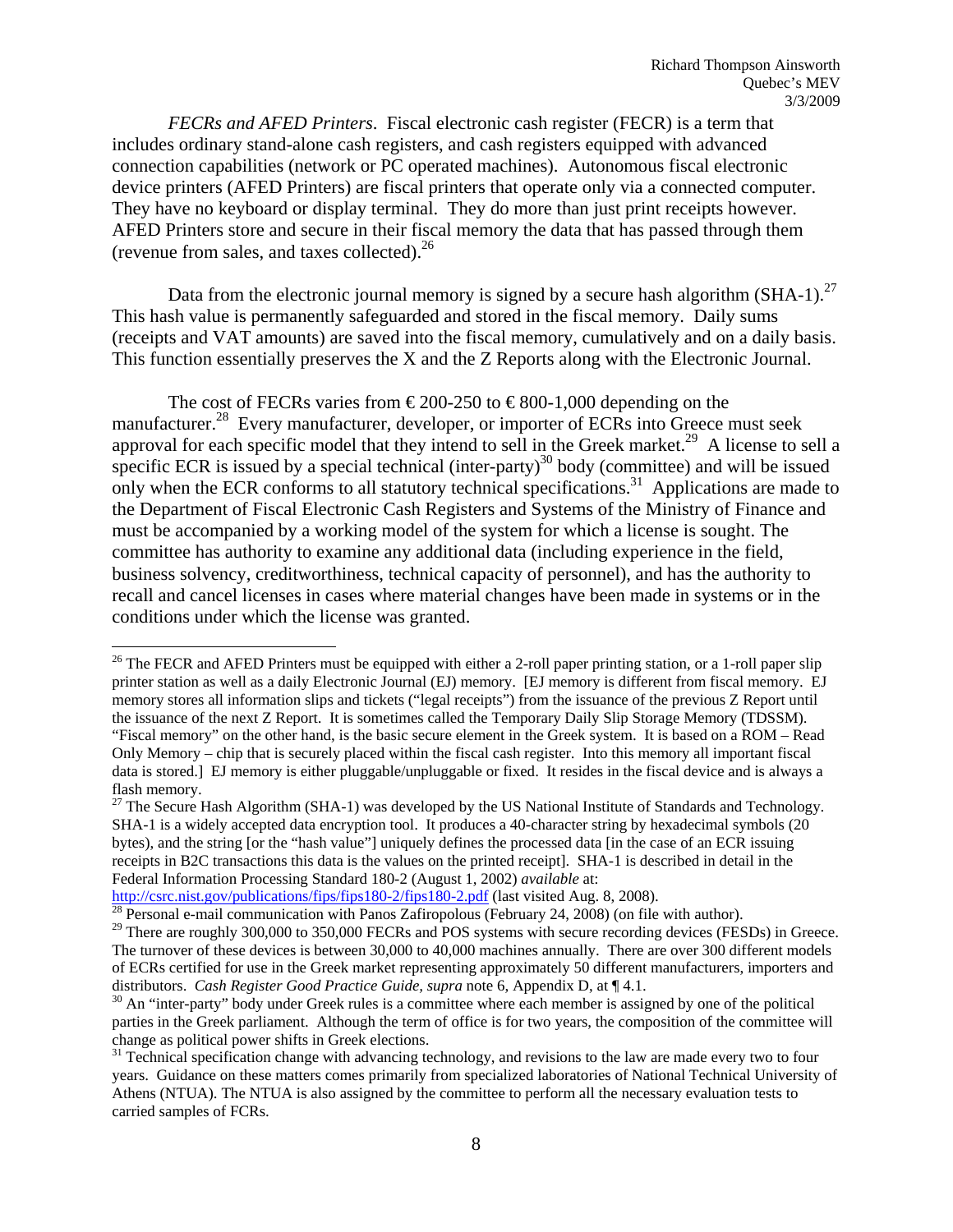*FECRs and AFED Printers*. Fiscal electronic cash register (FECR) is a term that includes ordinary stand-alone cash registers, and cash registers equipped with advanced connection capabilities (network or PC operated machines). Autonomous fiscal electronic device printers (AFED Printers) are fiscal printers that operate only via a connected computer. They have no keyboard or display terminal. They do more than just print receipts however. AFED Printers store and secure in their fiscal memory the data that has passed through them (revenue from sales, and taxes collected).[26]

Data from the electronic journal memory is signed by a secure hash algorithm (SHA-1).[27] This hash value is permanently safeguarded and stored in the fiscal memory. Daily sums (receipts and VAT amounts) are saved into the fiscal memory, cumulatively and on a daily basis. This function essentially preserves the X and the Z Reports along with the Electronic Journal.

The cost of FECRs varies from € 200-250 to € 800-1,000 depending on the manufacturer.[28] Every manufacturer, developer, or importer of ECRs into Greece must seek approval for each specific model that they intend to sell in the Greek market.[29] A license to sell a specific ECR is issued by a special technical (inter-party)[30] body (committee) and will be issued only when the ECR conforms to all statutory technical specifications.[31] Applications are made to the Department of Fiscal Electronic Cash Registers and Systems of the Ministry of Finance and must be accompanied by a working model of the system for which a license is sought. The committee has authority to examine any additional data (including experience in the field, business solvency, creditworthiness, technical capacity of personnel), and has the authority to recall and cancel licenses in cases where material changes have been made in systems or in the conditions under which the license was granted.

---

[26] The FECR and AFED Printers must be equipped with either a 2-roll paper printing station, or a 1-roll paper slip printer station as well as a daily Electronic Journal (EJ) memory. [EJ memory is different from fiscal memory. EJ memory stores all information slips and tickets ("legal receipts") from the issuance of the previous Z Report until the issuance of the next Z Report. It is sometimes called the Temporary Daily Slip Storage Memory (TDSSM). "Fiscal memory" on the other hand, is the basic secure element in the Greek system. It is based on a ROM – Read Only Memory – chip that is securely placed within the fiscal cash register. Into this memory all important fiscal data is stored.] EJ memory is either pluggable/unpluggable or fixed. It resides in the fiscal device and is always a flash memory.

[27] The Secure Hash Algorithm (SHA-1) was developed by the US National Institute of Standards and Technology. SHA-1 is a widely accepted data encryption tool. It produces a 40-character string by hexadecimal symbols (20 bytes), and the string [or the "hash value"] uniquely defines the processed data [in the case of an ECR issuing receipts in B2C transactions this data is the values on the printed receipt]. SHA-1 is described in detail in the Federal Information Processing Standard 180-2 (August 1, 2002) *available* at: http://csrc.nist.gov/publications/fips/fips180-2/fips180-2.pdf (last visited Aug. 8, 2008).

[28] Personal e-mail communication with Panos Zafiropolous (February 24, 2008) (on file with author).

[29] There are roughly 300,000 to 350,000 FECRs and POS systems with secure recording devices (FESDs) in Greece. The turnover of these devices is between 30,000 to 40,000 machines annually. There are over 300 different models of ECRs certified for use in the Greek market representing approximately 50 different manufacturers, importers and distributors. *Cash Register Good Practice Guide, supra* note 6, Appendix D, at ¶ 4.1.

[30] An "inter-party" body under Greek rules is a committee where each member is assigned by one of the political parties in the Greek parliament. Although the term of office is for two years, the composition of the committee will change as political power shifts in Greek elections.

[31] Technical specification change with advancing technology, and revisions to the law are made every two to four years. Guidance on these matters comes primarily from specialized laboratories of National Technical University of Athens (NTUA). The NTUA is also assigned by the committee to perform all the necessary evaluation tests to carried samples of FCRs.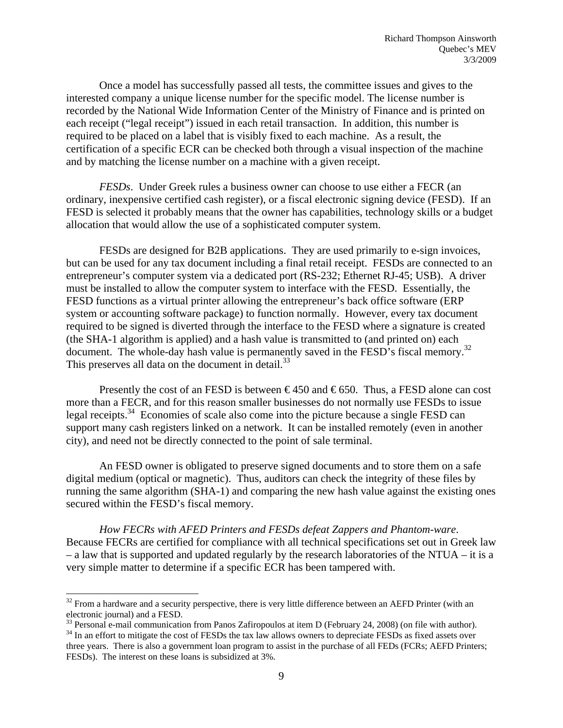Once a model has successfully passed all tests, the committee issues and gives to the interested company a unique license number for the specific model. The license number is recorded by the National Wide Information Center of the Ministry of Finance and is printed on each receipt ("legal receipt") issued in each retail transaction. In addition, this number is required to be placed on a label that is visibly fixed to each machine. As a result, the certification of a specific ECR can be checked both through a visual inspection of the machine and by matching the license number on a machine with a given receipt.

*FESDs*. Under Greek rules a business owner can choose to use either a FECR (an ordinary, inexpensive certified cash register), or a fiscal electronic signing device (FESD). If an FESD is selected it probably means that the owner has capabilities, technology skills or a budget allocation that would allow the use of a sophisticated computer system.

FESDs are designed for B2B applications. They are used primarily to e-sign invoices, but can be used for any tax document including a final retail receipt. FESDs are connected to an entrepreneur's computer system via a dedicated port (RS-232; Ethernet RJ-45; USB). A driver must be installed to allow the computer system to interface with the FESD. Essentially, the FESD functions as a virtual printer allowing the entrepreneur's back office software (ERP system or accounting software package) to function normally. However, every tax document required to be signed is diverted through the interface to the FESD where a signature is created (the SHA-1 algorithm is applied) and a hash value is transmitted to (and printed on) each document. The whole-day hash value is permanently saved in the FESD's fiscal memory.[32] This preserves all data on the document in detail.[33]

Presently the cost of an FESD is between € 450 and € 650. Thus, a FESD alone can cost more than a FECR, and for this reason smaller businesses do not normally use FESDs to issue legal receipts.[34] Economies of scale also come into the picture because a single FESD can support many cash registers linked on a network. It can be installed remotely (even in another city), and need not be directly connected to the point of sale terminal.

An FESD owner is obligated to preserve signed documents and to store them on a safe digital medium (optical or magnetic). Thus, auditors can check the integrity of these files by running the same algorithm (SHA-1) and comparing the new hash value against the existing ones secured within the FESD's fiscal memory.

*How FECRs with AFED Printers and FESDs defeat Zappers and Phantom-ware*. Because FECRs are certified for compliance with all technical specifications set out in Greek law – a law that is supported and updated regularly by the research laboratories of the NTUA – it is a very simple matter to determine if a specific ECR has been tampered with.

---

[32] From a hardware and a security perspective, there is very little difference between an AEFD Printer (with an electronic journal) and a FESD.

[33] Personal e-mail communication from Panos Zafiropoulos at item D (February 24, 2008) (on file with author).

[34] In an effort to mitigate the cost of FESDs the tax law allows owners to depreciate FESDs as fixed assets over three years. There is also a government loan program to assist in the purchase of all FEDs (FCRs; AEFD Printers; FESDs). The interest on these loans is subsidized at 3%.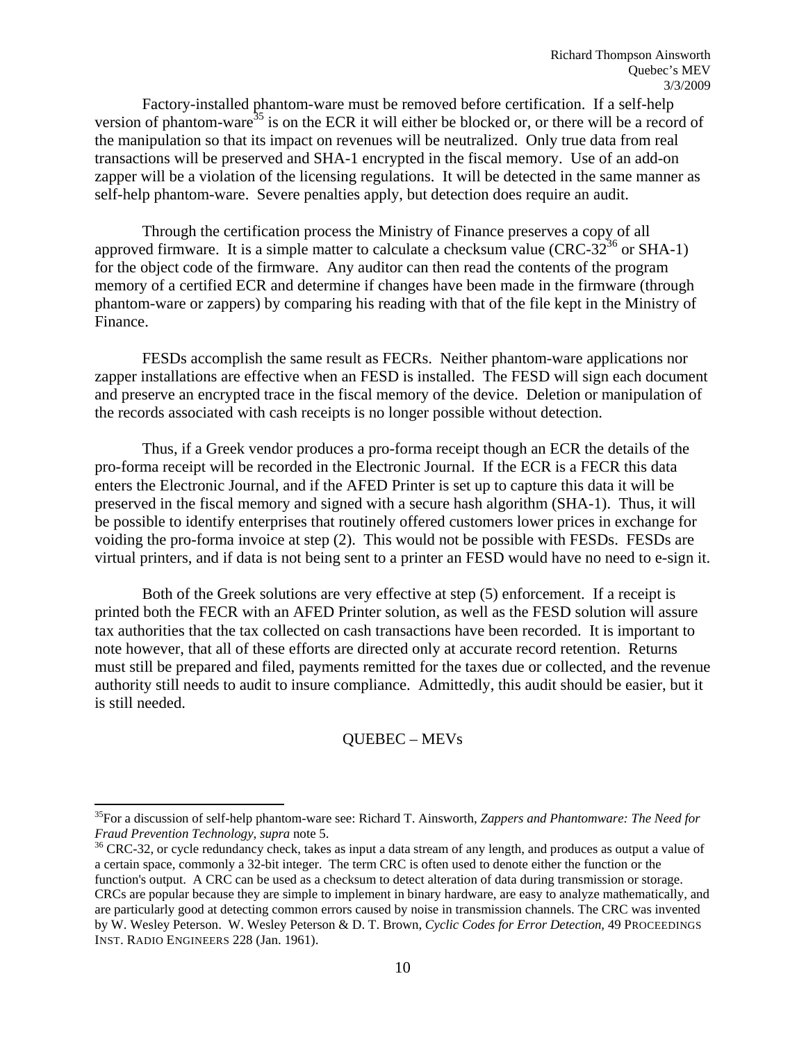Factory-installed phantom-ware must be removed before certification. If a self-help version of phantom-ware[35] is on the ECR it will either be blocked or, or there will be a record of the manipulation so that its impact on revenues will be neutralized. Only true data from real transactions will be preserved and SHA-1 encrypted in the fiscal memory. Use of an add-on zapper will be a violation of the licensing regulations. It will be detected in the same manner as self-help phantom-ware. Severe penalties apply, but detection does require an audit.

Through the certification process the Ministry of Finance preserves a copy of all approved firmware. It is a simple matter to calculate a checksum value (CRC-32[36] or SHA-1) for the object code of the firmware. Any auditor can then read the contents of the program memory of a certified ECR and determine if changes have been made in the firmware (through phantom-ware or zappers) by comparing his reading with that of the file kept in the Ministry of Finance.

FESDs accomplish the same result as FECRs. Neither phantom-ware applications nor zapper installations are effective when an FESD is installed. The FESD will sign each document and preserve an encrypted trace in the fiscal memory of the device. Deletion or manipulation of the records associated with cash receipts is no longer possible without detection.

Thus, if a Greek vendor produces a pro-forma receipt though an ECR the details of the pro-forma receipt will be recorded in the Electronic Journal. If the ECR is a FECR this data enters the Electronic Journal, and if the AFED Printer is set up to capture this data it will be preserved in the fiscal memory and signed with a secure hash algorithm (SHA-1). Thus, it will be possible to identify enterprises that routinely offered customers lower prices in exchange for voiding the pro-forma invoice at step (2). This would not be possible with FESDs. FESDs are virtual printers, and if data is not being sent to a printer an FESD would have no need to e-sign it.

Both of the Greek solutions are very effective at step (5) enforcement. If a receipt is printed both the FECR with an AFED Printer solution, as well as the FESD solution will assure tax authorities that the tax collected on cash transactions have been recorded. It is important to note however, that all of these efforts are directed only at accurate record retention. Returns must still be prepared and filed, payments remitted for the taxes due or collected, and the revenue authority still needs to audit to insure compliance. Admittedly, this audit should be easier, but it is still needed.

## QUEBEC – MEVs

---

[35]For a discussion of self-help phantom-ware see: Richard T. Ainsworth, *Zappers and Phantomware: The Need for Fraud Prevention Technology*, *supra* note 5.

[36] CRC-32, or cycle redundancy check, takes as input a data stream of any length, and produces as output a value of a certain space, commonly a 32-bit integer. The term CRC is often used to denote either the function or the function's output. A CRC can be used as a checksum to detect alteration of data during transmission or storage. CRCs are popular because they are simple to implement in binary hardware, are easy to analyze mathematically, and are particularly good at detecting common errors caused by noise in transmission channels. The CRC was invented by W. Wesley Peterson. W. Wesley Peterson & D. T. Brown, *Cyclic Codes for Error Detection,* 49 PROCEEDINGS INST. RADIO ENGINEERS 228 (Jan. 1961).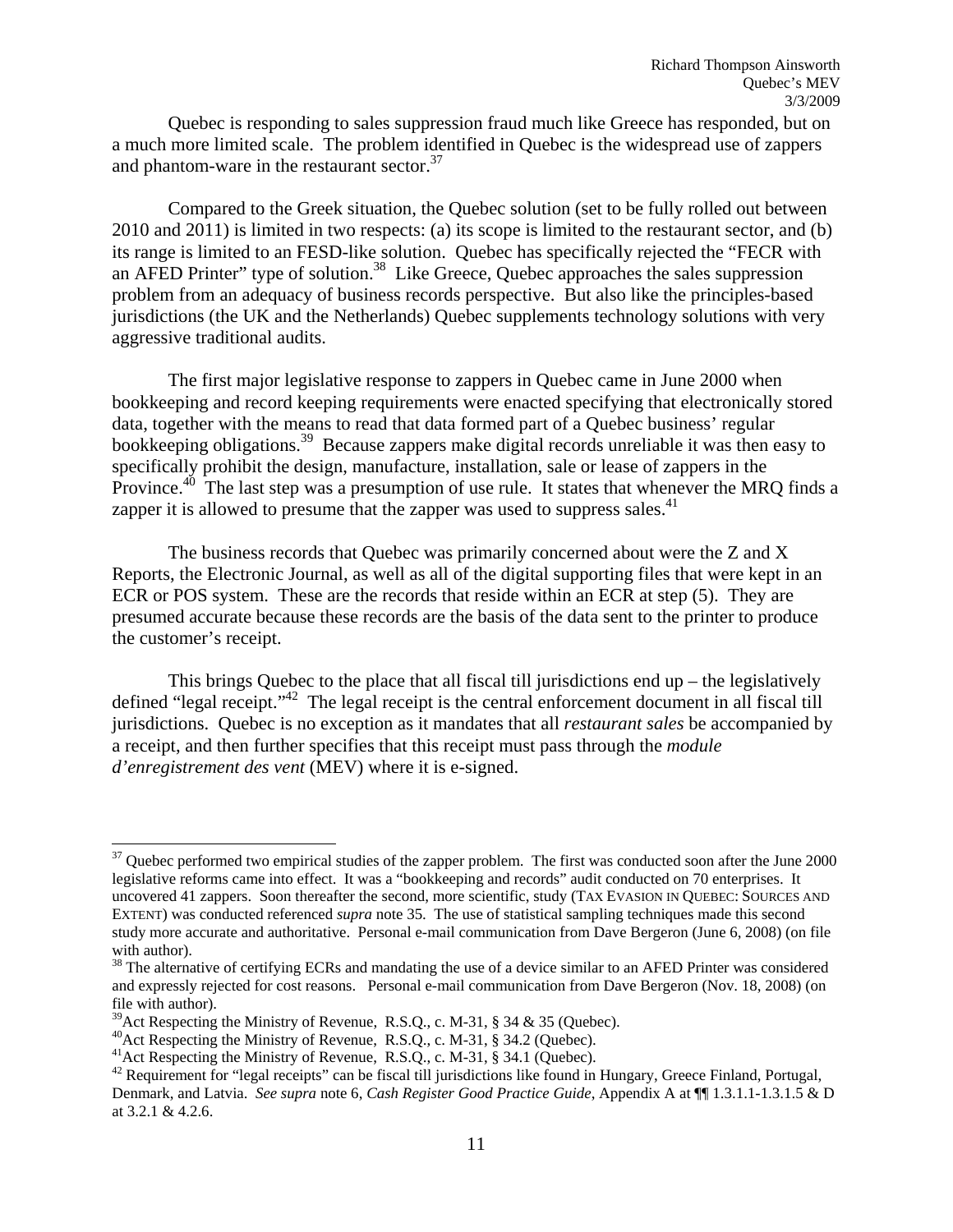Quebec is responding to sales suppression fraud much like Greece has responded, but on a much more limited scale. The problem identified in Quebec is the widespread use of zappers and phantom-ware in the restaurant sector.[37]

Compared to the Greek situation, the Quebec solution (set to be fully rolled out between 2010 and 2011) is limited in two respects: (a) its scope is limited to the restaurant sector, and (b) its range is limited to an FESD-like solution. Quebec has specifically rejected the "FECR with an AFED Printer" type of solution.[38] Like Greece, Quebec approaches the sales suppression problem from an adequacy of business records perspective. But also like the principles-based jurisdictions (the UK and the Netherlands) Quebec supplements technology solutions with very aggressive traditional audits.

The first major legislative response to zappers in Quebec came in June 2000 when bookkeeping and record keeping requirements were enacted specifying that electronically stored data, together with the means to read that data formed part of a Quebec business' regular bookkeeping obligations.[39] Because zappers make digital records unreliable it was then easy to specifically prohibit the design, manufacture, installation, sale or lease of zappers in the Province.[40] The last step was a presumption of use rule. It states that whenever the MRQ finds a zapper it is allowed to presume that the zapper was used to suppress sales.[41]

The business records that Quebec was primarily concerned about were the Z and X Reports, the Electronic Journal, as well as all of the digital supporting files that were kept in an ECR or POS system. These are the records that reside within an ECR at step (5). They are presumed accurate because these records are the basis of the data sent to the printer to produce the customer's receipt.

This brings Quebec to the place that all fiscal till jurisdictions end up – the legislatively defined "legal receipt."[42] The legal receipt is the central enforcement document in all fiscal till jurisdictions. Quebec is no exception as it mandates that all *restaurant sales* be accompanied by a receipt, and then further specifies that this receipt must pass through the *module d'enregistrement des vent* (MEV) where it is e-signed.

---

[37] Quebec performed two empirical studies of the zapper problem. The first was conducted soon after the June 2000 legislative reforms came into effect. It was a "bookkeeping and records" audit conducted on 70 enterprises. It uncovered 41 zappers. Soon thereafter the second, more scientific, study (TAX EVASION IN QUEBEC: SOURCES AND EXTENT) was conducted referenced *supra* note 35. The use of statistical sampling techniques made this second study more accurate and authoritative. Personal e-mail communication from Dave Bergeron (June 6, 2008) (on file with author).

[38] The alternative of certifying ECRs and mandating the use of a device similar to an AFED Printer was considered and expressly rejected for cost reasons. Personal e-mail communication from Dave Bergeron (Nov. 18, 2008) (on file with author).

[39] Act Respecting the Ministry of Revenue, R.S.Q., c. M-31, § 34 & 35 (Quebec).

[40] Act Respecting the Ministry of Revenue, R.S.Q., c. M-31, § 34.2 (Quebec).

[41] Act Respecting the Ministry of Revenue, R.S.Q., c. M-31, § 34.1 (Quebec).

[42] Requirement for "legal receipts" can be fiscal till jurisdictions like found in Hungary, Greece Finland, Portugal, Denmark, and Latvia. *See supra* note 6, *Cash Register Good Practice Guide*, Appendix A at ¶¶ 1.3.1.1-1.3.1.5 & D at 3.2.1 & 4.2.6.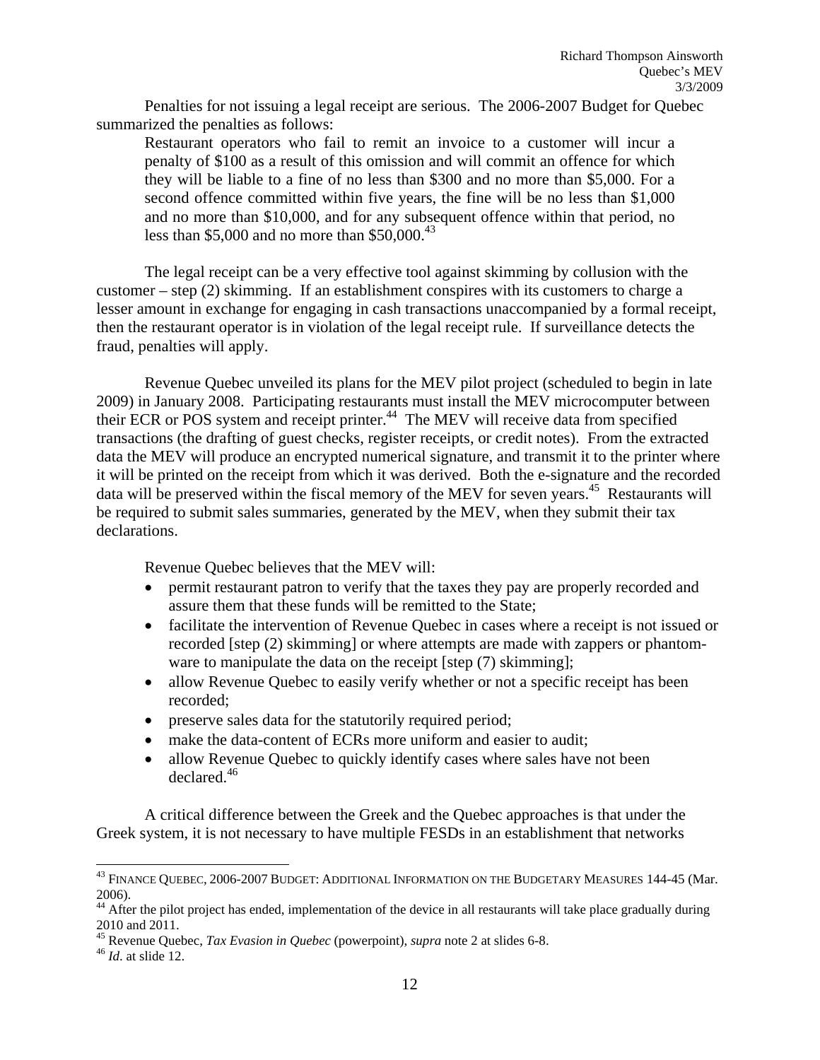Penalties for not issuing a legal receipt are serious. The 2006-2007 Budget for Quebec summarized the penalties as follows:

> Restaurant operators who fail to remit an invoice to a customer will incur a penalty of $100 as a result of this omission and will commit an offence for which they will be liable to a fine of no less than $300 and no more than $5,000. For a second offence committed within five years, the fine will be no less than $1,000 and no more than $10,000, and for any subsequent offence within that period, no less than $5,000 and no more than $50,000.[43]

The legal receipt can be a very effective tool against skimming by collusion with the customer – step (2) skimming. If an establishment conspires with its customers to charge a lesser amount in exchange for engaging in cash transactions unaccompanied by a formal receipt, then the restaurant operator is in violation of the legal receipt rule. If surveillance detects the fraud, penalties will apply.

Revenue Quebec unveiled its plans for the MEV pilot project (scheduled to begin in late 2009) in January 2008. Participating restaurants must install the MEV microcomputer between their ECR or POS system and receipt printer.[44] The MEV will receive data from specified transactions (the drafting of guest checks, register receipts, or credit notes). From the extracted data the MEV will produce an encrypted numerical signature, and transmit it to the printer where it will be printed on the receipt from which it was derived. Both the e-signature and the recorded data will be preserved within the fiscal memory of the MEV for seven years.[45] Restaurants will be required to submit sales summaries, generated by the MEV, when they submit their tax declarations.

Revenue Quebec believes that the MEV will:

- permit restaurant patron to verify that the taxes they pay are properly recorded and assure them that these funds will be remitted to the State;
- facilitate the intervention of Revenue Quebec in cases where a receipt is not issued or recorded [step (2) skimming] or where attempts are made with zappers or phantom-ware to manipulate the data on the receipt [step (7) skimming];
- allow Revenue Quebec to easily verify whether or not a specific receipt has been recorded;
- preserve sales data for the statutorily required period;
- make the data-content of ECRs more uniform and easier to audit;
- allow Revenue Quebec to quickly identify cases where sales have not been declared.[46]

A critical difference between the Greek and the Quebec approaches is that under the Greek system, it is not necessary to have multiple FESDs in an establishment that networks

---

[43] FINANCE QUEBEC, 2006-2007 BUDGET: ADDITIONAL INFORMATION ON THE BUDGETARY MEASURES 144-45 (Mar. 2006).

[44] After the pilot project has ended, implementation of the device in all restaurants will take place gradually during 2010 and 2011.

[45] Revenue Quebec, *Tax Evasion in Quebec* (powerpoint), *supra* note 2 at slides 6-8.

[46] *Id*. at slide 12.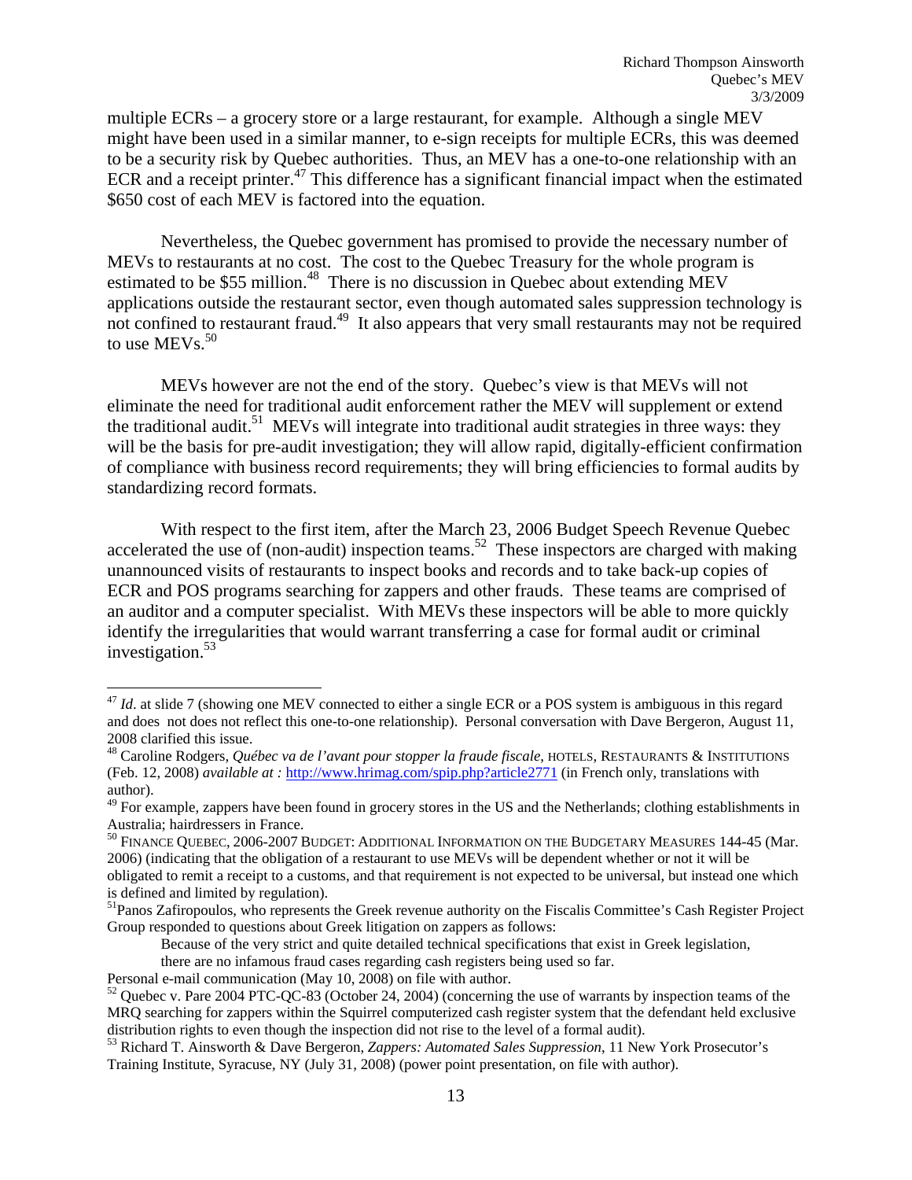multiple ECRs – a grocery store or a large restaurant, for example. Although a single MEV might have been used in a similar manner, to e-sign receipts for multiple ECRs, this was deemed to be a security risk by Quebec authorities. Thus, an MEV has a one-to-one relationship with an ECR and a receipt printer.[47] This difference has a significant financial impact when the estimated $650 cost of each MEV is factored into the equation.

Nevertheless, the Quebec government has promised to provide the necessary number of MEVs to restaurants at no cost. The cost to the Quebec Treasury for the whole program is estimated to be $55 million.[48] There is no discussion in Quebec about extending MEV applications outside the restaurant sector, even though automated sales suppression technology is not confined to restaurant fraud.[49] It also appears that very small restaurants may not be required to use MEVs.[50]

MEVs however are not the end of the story. Quebec's view is that MEVs will not eliminate the need for traditional audit enforcement rather the MEV will supplement or extend the traditional audit.[51] MEVs will integrate into traditional audit strategies in three ways: they will be the basis for pre-audit investigation; they will allow rapid, digitally-efficient confirmation of compliance with business record requirements; they will bring efficiencies to formal audits by standardizing record formats.

With respect to the first item, after the March 23, 2006 Budget Speech Revenue Quebec accelerated the use of (non-audit) inspection teams.[52] These inspectors are charged with making unannounced visits of restaurants to inspect books and records and to take back-up copies of ECR and POS programs searching for zappers and other frauds. These teams are comprised of an auditor and a computer specialist. With MEVs these inspectors will be able to more quickly identify the irregularities that would warrant transferring a case for formal audit or criminal investigation.[53]

---

[47] *Id*. at slide 7 (showing one MEV connected to either a single ECR or a POS system is ambiguous in this regard and does not does not reflect this one-to-one relationship). Personal conversation with Dave Bergeron, August 11, 2008 clarified this issue.

[48] Caroline Rodgers, *Québec va de l'avant pour stopper la fraude fiscale*, HOTELS, RESTAURANTS & INSTITUTIONS (Feb. 12, 2008) *available at :* http://www.hrimag.com/spip.php?article2771 (in French only, translations with author).

[49] For example, zappers have been found in grocery stores in the US and the Netherlands; clothing establishments in Australia; hairdressers in France.

[50] FINANCE QUEBEC, 2006-2007 BUDGET: ADDITIONAL INFORMATION ON THE BUDGETARY MEASURES 144-45 (Mar. 2006) (indicating that the obligation of a restaurant to use MEVs will be dependent whether or not it will be obligated to remit a receipt to a customs, and that requirement is not expected to be universal, but instead one which is defined and limited by regulation).

[51] Panos Zafiropoulos, who represents the Greek revenue authority on the Fiscalis Committee's Cash Register Project Group responded to questions about Greek litigation on zappers as follows:

> Because of the very strict and quite detailed technical specifications that exist in Greek legislation, there are no infamous fraud cases regarding cash registers being used so far.

Personal e-mail communication (May 10, 2008) on file with author.

[52] Quebec v. Pare 2004 PTC-QC-83 (October 24, 2004) (concerning the use of warrants by inspection teams of the MRQ searching for zappers within the Squirrel computerized cash register system that the defendant held exclusive distribution rights to even though the inspection did not rise to the level of a formal audit).

[53] Richard T. Ainsworth & Dave Bergeron, *Zappers: Automated Sales Suppression*, 11 New York Prosecutor's Training Institute, Syracuse, NY (July 31, 2008) (power point presentation, on file with author).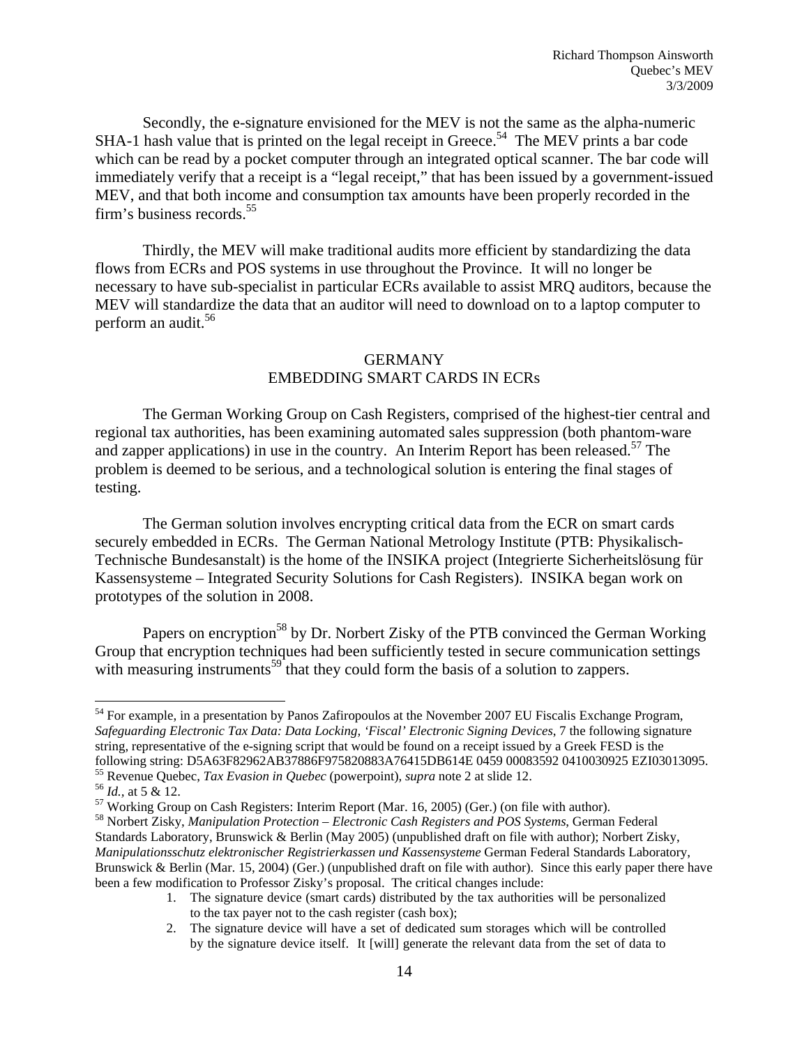Secondly, the e-signature envisioned for the MEV is not the same as the alpha-numeric SHA-1 hash value that is printed on the legal receipt in Greece.[54] The MEV prints a bar code which can be read by a pocket computer through an integrated optical scanner. The bar code will immediately verify that a receipt is a "legal receipt," that has been issued by a government-issued MEV, and that both income and consumption tax amounts have been properly recorded in the firm's business records.[55]

Thirdly, the MEV will make traditional audits more efficient by standardizing the data flows from ECRs and POS systems in use throughout the Province. It will no longer be necessary to have sub-specialist in particular ECRs available to assist MRQ auditors, because the MEV will standardize the data that an auditor will need to download on to a laptop computer to perform an audit.[56]

## GERMANY
## EMBEDDING SMART CARDS IN ECRs

The German Working Group on Cash Registers, comprised of the highest-tier central and regional tax authorities, has been examining automated sales suppression (both phantom-ware and zapper applications) in use in the country. An Interim Report has been released.[57] The problem is deemed to be serious, and a technological solution is entering the final stages of testing.

The German solution involves encrypting critical data from the ECR on smart cards securely embedded in ECRs. The German National Metrology Institute (PTB: Physikalisch-Technische Bundesanstalt) is the home of the INSIKA project (Integrierte Sicherheitslösung für Kassensysteme – Integrated Security Solutions for Cash Registers). INSIKA began work on prototypes of the solution in 2008.

Papers on encryption[58] by Dr. Norbert Zisky of the PTB convinced the German Working Group that encryption techniques had been sufficiently tested in secure communication settings with measuring instruments[59] that they could form the basis of a solution to zappers.

---

[54] For example, in a presentation by Panos Zafiropoulos at the November 2007 EU Fiscalis Exchange Program, *Safeguarding Electronic Tax Data: Data Locking, 'Fiscal' Electronic Signing Devices*, 7 the following signature string, representative of the e-signing script that would be found on a receipt issued by a Greek FESD is the following string: D5A63F82962AB37886F975820883A76415DB614E 0459 00083592 0410030925 EZI03013095.

[55] Revenue Quebec, *Tax Evasion in Quebec* (powerpoint), *supra* note 2 at slide 12.

[56] *Id.*, at 5 & 12.

[57] Working Group on Cash Registers: Interim Report (Mar. 16, 2005) (Ger.) (on file with author).

[58] Norbert Zisky, *Manipulation Protection – Electronic Cash Registers and POS Systems*, German Federal Standards Laboratory, Brunswick & Berlin (May 2005) (unpublished draft on file with author); Norbert Zisky, *Manipulationsschutz elektronischer Registrierkassen und Kassensysteme* German Federal Standards Laboratory, Brunswick & Berlin (Mar. 15, 2004) (Ger.) (unpublished draft on file with author). Since this early paper there have been a few modification to Professor Zisky's proposal. The critical changes include:

1. The signature device (smart cards) distributed by the tax authorities will be personalized to the tax payer not to the cash register (cash box);
2. The signature device will have a set of dedicated sum storages which will be controlled by the signature device itself. It [will] generate the relevant data from the set of data to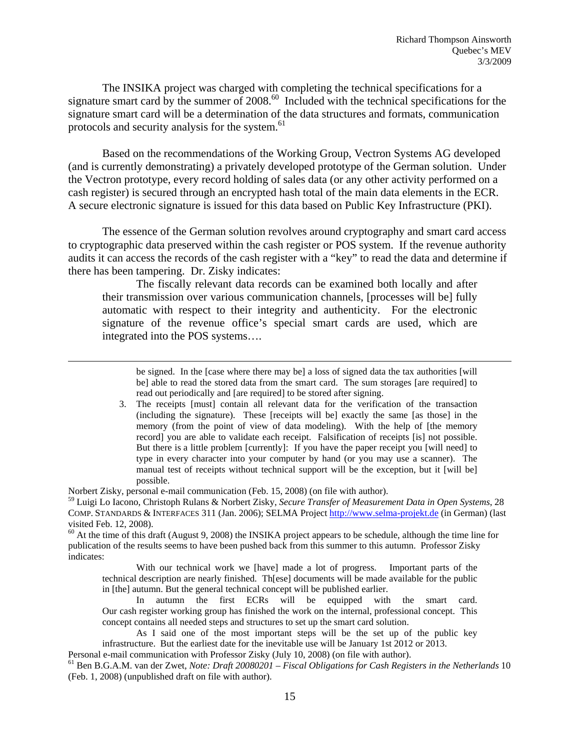The INSIKA project was charged with completing the technical specifications for a signature smart card by the summer of 2008.[60] Included with the technical specifications for the signature smart card will be a determination of the data structures and formats, communication protocols and security analysis for the system.[61]

Based on the recommendations of the Working Group, Vectron Systems AG developed (and is currently demonstrating) a privately developed prototype of the German solution. Under the Vectron prototype, every record holding of sales data (or any other activity performed on a cash register) is secured through an encrypted hash total of the main data elements in the ECR. A secure electronic signature is issued for this data based on Public Key Infrastructure (PKI).

The essence of the German solution revolves around cryptography and smart card access to cryptographic data preserved within the cash register or POS system. If the revenue authority audits it can access the records of the cash register with a "key" to read the data and determine if there has been tampering. Dr. Zisky indicates:

> The fiscally relevant data records can be examined both locally and after their transmission over various communication channels, [processes will be] fully automatic with respect to their integrity and authenticity. For the electronic signature of the revenue office's special smart cards are used, which are integrated into the POS systems….

---

> be signed. In the [case where there may be] a loss of signed data the tax authorities [will be] able to read the stored data from the smart card. The sum storages [are required] to read out periodically and [are required] to be stored after signing.
>
> 3. The receipts [must] contain all relevant data for the verification of the transaction (including the signature). These [receipts will be] exactly the same [as those] in the memory (from the point of view of data modeling). With the help of [the memory record] you are able to validate each receipt. Falsification of receipts [is] not possible. But there is a little problem [currently]: If you have the paper receipt you [will need] to type in every character into your computer by hand (or you may use a scanner). The manual test of receipts without technical support will be the exception, but it [will be] possible.

Norbert Zisky, personal e-mail communication (Feb. 15, 2008) (on file with author).

[59] Luigi Lo Iacono, Christoph Rulans & Norbert Zisky, *Secure Transfer of Measurement Data in Open Systems*, 28 COMP. STANDARDS & INTERFACES 311 (Jan. 2006); SELMA Project http://www.selma-projekt.de (in German) (last visited Feb. 12, 2008).

[60] At the time of this draft (August 9, 2008) the INSIKA project appears to be schedule, although the time line for publication of the results seems to have been pushed back from this summer to this autumn. Professor Zisky indicates:

> With our technical work we [have] made a lot of progress. Important parts of the technical description are nearly finished. Th[ese] documents will be made available for the public in [the] autumn. But the general technical concept will be published earlier.
>
> In autumn the first ECRs will be equipped with the smart card. Our cash register working group has finished the work on the internal, professional concept. This concept contains all needed steps and structures to set up the smart card solution.
>
> As I said one of the most important steps will be the set up of the public key infrastructure. But the earliest date for the inevitable use will be January 1st 2012 or 2013.

Personal e-mail communication with Professor Zisky (July 10, 2008) (on file with author).

[61] Ben B.G.A.M. van der Zwet, *Note: Draft 20080201 – Fiscal Obligations for Cash Registers in the Netherlands* 10 (Feb. 1, 2008) (unpublished draft on file with author).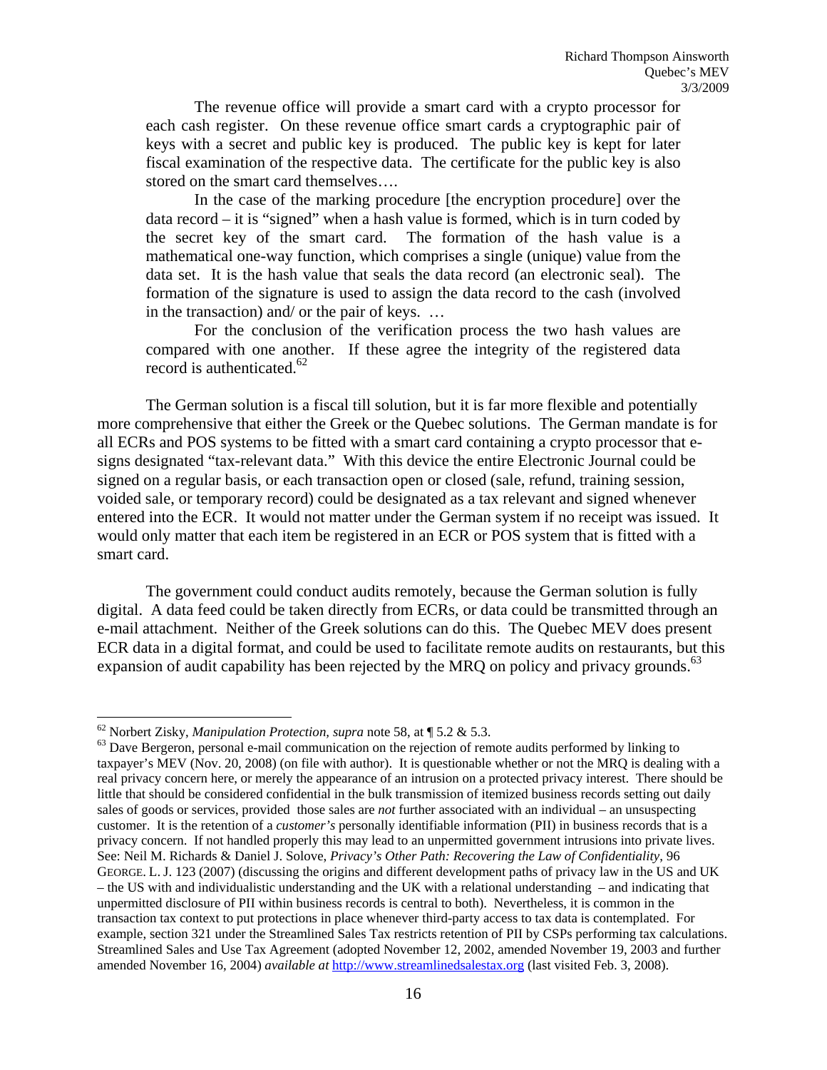> The revenue office will provide a smart card with a crypto processor for each cash register. On these revenue office smart cards a cryptographic pair of keys with a secret and public key is produced. The public key is kept for later fiscal examination of the respective data. The certificate for the public key is also stored on the smart card themselves….
>
> In the case of the marking procedure [the encryption procedure] over the data record – it is "signed" when a hash value is formed, which is in turn coded by the secret key of the smart card. The formation of the hash value is a mathematical one-way function, which comprises a single (unique) value from the data set. It is the hash value that seals the data record (an electronic seal). The formation of the signature is used to assign the data record to the cash (involved in the transaction) and/ or the pair of keys. …
>
> For the conclusion of the verification process the two hash values are compared with one another. If these agree the integrity of the registered data record is authenticated.[62]

The German solution is a fiscal till solution, but it is far more flexible and potentially more comprehensive that either the Greek or the Quebec solutions. The German mandate is for all ECRs and POS systems to be fitted with a smart card containing a crypto processor that e-signs designated "tax-relevant data." With this device the entire Electronic Journal could be signed on a regular basis, or each transaction open or closed (sale, refund, training session, voided sale, or temporary record) could be designated as a tax relevant and signed whenever entered into the ECR. It would not matter under the German system if no receipt was issued. It would only matter that each item be registered in an ECR or POS system that is fitted with a smart card.

The government could conduct audits remotely, because the German solution is fully digital. A data feed could be taken directly from ECRs, or data could be transmitted through an e-mail attachment. Neither of the Greek solutions can do this. The Quebec MEV does present ECR data in a digital format, and could be used to facilitate remote audits on restaurants, but this expansion of audit capability has been rejected by the MRQ on policy and privacy grounds.[63]

---

[62] Norbert Zisky, *Manipulation Protection, supra* note 58, at ¶ 5.2 & 5.3.

[63] Dave Bergeron, personal e-mail communication on the rejection of remote audits performed by linking to taxpayer's MEV (Nov. 20, 2008) (on file with author). It is questionable whether or not the MRQ is dealing with a real privacy concern here, or merely the appearance of an intrusion on a protected privacy interest. There should be little that should be considered confidential in the bulk transmission of itemized business records setting out daily sales of goods or services, provided those sales are *not* further associated with an individual – an unsuspecting customer. It is the retention of a *customer's* personally identifiable information (PII) in business records that is a privacy concern. If not handled properly this may lead to an unpermitted government intrusions into private lives. See: Neil M. Richards & Daniel J. Solove, *Privacy's Other Path: Recovering the Law of Confidentiality*, 96 GEORGE. L. J. 123 (2007) (discussing the origins and different development paths of privacy law in the US and UK – the US with and individualistic understanding and the UK with a relational understanding – and indicating that unpermitted disclosure of PII within business records is central to both). Nevertheless, it is common in the transaction tax context to put protections in place whenever third-party access to tax data is contemplated. For example, section 321 under the Streamlined Sales Tax restricts retention of PII by CSPs performing tax calculations. Streamlined Sales and Use Tax Agreement (adopted November 12, 2002, amended November 19, 2003 and further amended November 16, 2004) *available at* http://www.streamlinedsalestax.org (last visited Feb. 3, 2008).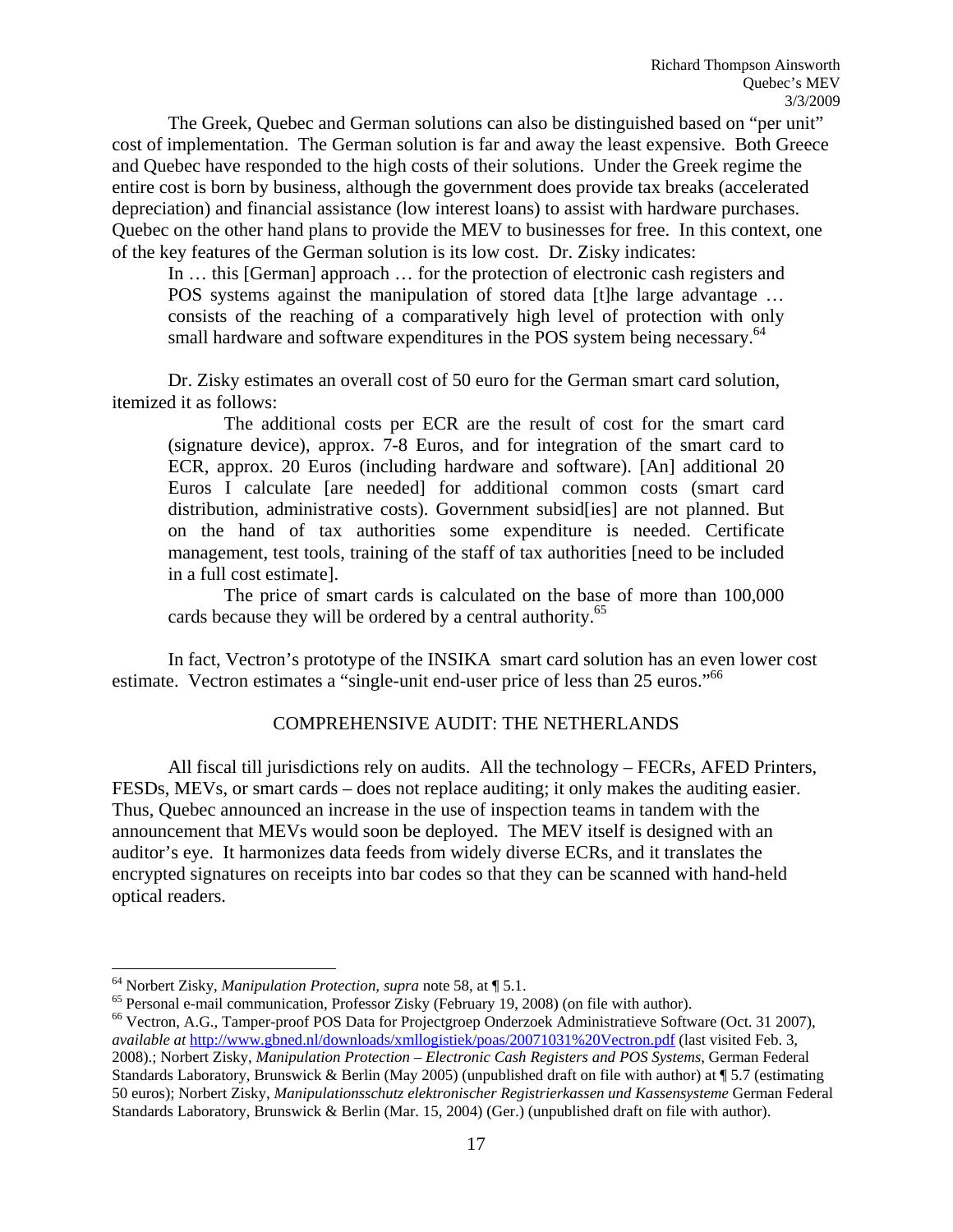The Greek, Quebec and German solutions can also be distinguished based on "per unit" cost of implementation. The German solution is far and away the least expensive. Both Greece and Quebec have responded to the high costs of their solutions. Under the Greek regime the entire cost is born by business, although the government does provide tax breaks (accelerated depreciation) and financial assistance (low interest loans) to assist with hardware purchases. Quebec on the other hand plans to provide the MEV to businesses for free. In this context, one of the key features of the German solution is its low cost. Dr. Zisky indicates:

> In … this [German] approach … for the protection of electronic cash registers and POS systems against the manipulation of stored data [t]he large advantage … consists of the reaching of a comparatively high level of protection with only small hardware and software expenditures in the POS system being necessary.[64]

Dr. Zisky estimates an overall cost of 50 euro for the German smart card solution, itemized it as follows:

> The additional costs per ECR are the result of cost for the smart card (signature device), approx. 7-8 Euros, and for integration of the smart card to ECR, approx. 20 Euros (including hardware and software). [An] additional 20 Euros I calculate [are needed] for additional common costs (smart card distribution, administrative costs). Government subsid[ies] are not planned. But on the hand of tax authorities some expenditure is needed. Certificate management, test tools, training of the staff of tax authorities [need to be included in a full cost estimate].
>
> The price of smart cards is calculated on the base of more than 100,000 cards because they will be ordered by a central authority.[65]

In fact, Vectron's prototype of the INSIKA smart card solution has an even lower cost estimate. Vectron estimates a "single-unit end-user price of less than 25 euros."[66]

## COMPREHENSIVE AUDIT: THE NETHERLANDS

All fiscal till jurisdictions rely on audits. All the technology – FECRs, AFED Printers, FESDs, MEVs, or smart cards – does not replace auditing; it only makes the auditing easier. Thus, Quebec announced an increase in the use of inspection teams in tandem with the announcement that MEVs would soon be deployed. The MEV itself is designed with an auditor's eye. It harmonizes data feeds from widely diverse ECRs, and it translates the encrypted signatures on receipts into bar codes so that they can be scanned with hand-held optical readers.

---

[64] Norbert Zisky, *Manipulation Protection*, *supra* note 58, at ¶ 5.1.

[65] Personal e-mail communication, Professor Zisky (February 19, 2008) (on file with author).

[66] Vectron, A.G., Tamper-proof POS Data for Projectgroep Onderzoek Administratieve Software (Oct. 31 2007), *available at* http://www.gbned.nl/downloads/xmllogistiek/poas/20071031%20Vectron.pdf (last visited Feb. 3, 2008).; Norbert Zisky, *Manipulation Protection – Electronic Cash Registers and POS Systems,* German Federal Standards Laboratory, Brunswick & Berlin (May 2005) (unpublished draft on file with author) at ¶ 5.7 (estimating 50 euros); Norbert Zisky, *Manipulationsschutz elektronischer Registrierkassen und Kassensysteme* German Federal Standards Laboratory, Brunswick & Berlin (Mar. 15, 2004) (Ger.) (unpublished draft on file with author).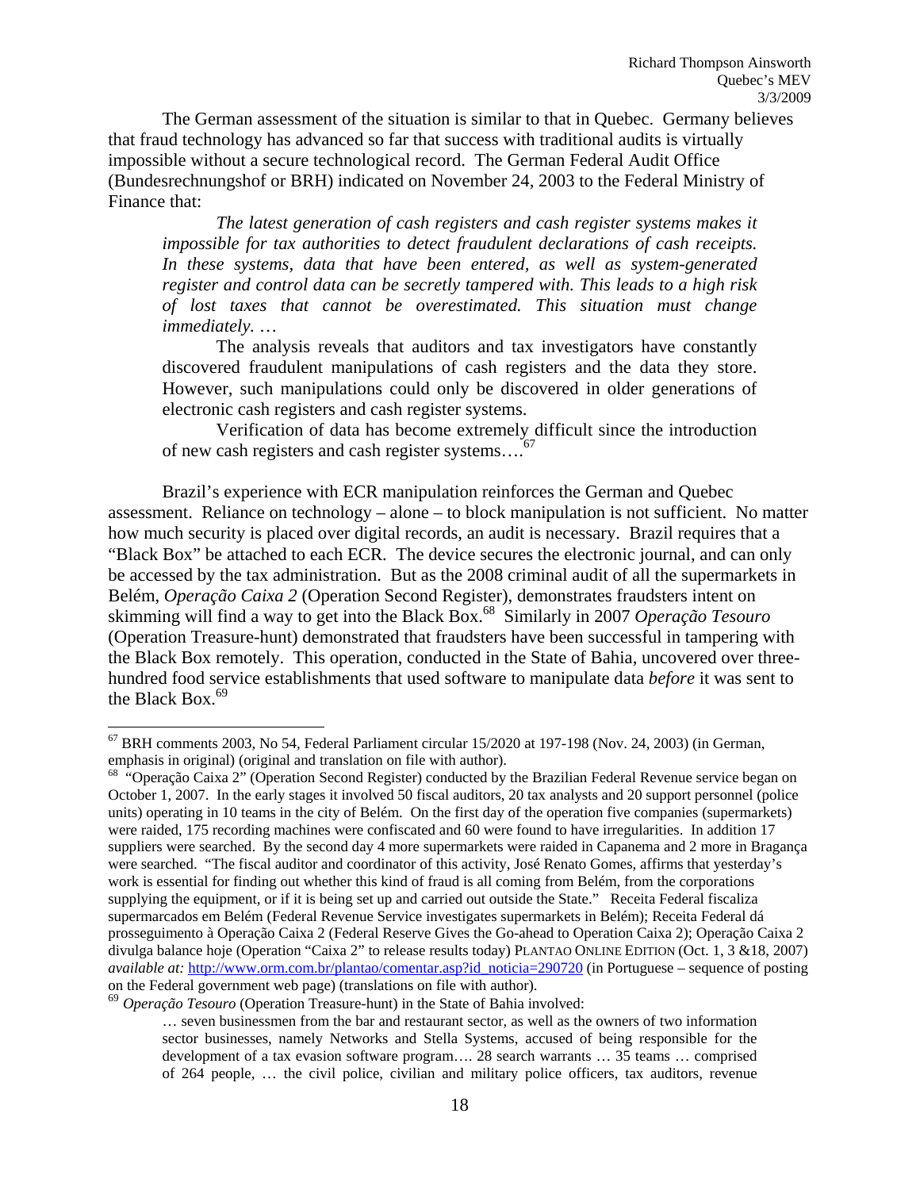The German assessment of the situation is similar to that in Quebec. Germany believes that fraud technology has advanced so far that success with traditional audits is virtually impossible without a secure technological record. The German Federal Audit Office (Bundesrechnungshof or BRH) indicated on November 24, 2003 to the Federal Ministry of Finance that:

> *The latest generation of cash registers and cash register systems makes it impossible for tax authorities to detect fraudulent declarations of cash receipts. In these systems, data that have been entered, as well as system-generated register and control data can be secretly tampered with. This leads to a high risk of lost taxes that cannot be overestimated. This situation must change immediately.* …
>
> The analysis reveals that auditors and tax investigators have constantly discovered fraudulent manipulations of cash registers and the data they store. However, such manipulations could only be discovered in older generations of electronic cash registers and cash register systems.
>
> Verification of data has become extremely difficult since the introduction of new cash registers and cash register systems….[67]

Brazil's experience with ECR manipulation reinforces the German and Quebec assessment. Reliance on technology – alone – to block manipulation is not sufficient. No matter how much security is placed over digital records, an audit is necessary. Brazil requires that a "Black Box" be attached to each ECR. The device secures the electronic journal, and can only be accessed by the tax administration. But as the 2008 criminal audit of all the supermarkets in Belém, *Operação Caixa 2* (Operation Second Register), demonstrates fraudsters intent on skimming will find a way to get into the Black Box.[68] Similarly in 2007 *Operação Tesouro* (Operation Treasure-hunt) demonstrated that fraudsters have been successful in tampering with the Black Box remotely. This operation, conducted in the State of Bahia, uncovered over three-hundred food service establishments that used software to manipulate data *before* it was sent to the Black Box.[69]

---

[67] BRH comments 2003, No 54, Federal Parliament circular 15/2020 at 197-198 (Nov. 24, 2003) (in German, emphasis in original) (original and translation on file with author).

[68] "Operação Caixa 2" (Operation Second Register) conducted by the Brazilian Federal Revenue service began on October 1, 2007. In the early stages it involved 50 fiscal auditors, 20 tax analysts and 20 support personnel (police units) operating in 10 teams in the city of Belém. On the first day of the operation five companies (supermarkets) were raided, 175 recording machines were confiscated and 60 were found to have irregularities. In addition 17 suppliers were searched. By the second day 4 more supermarkets were raided in Capanema and 2 more in Bragança were searched. "The fiscal auditor and coordinator of this activity, José Renato Gomes, affirms that yesterday's work is essential for finding out whether this kind of fraud is all coming from Belém, from the corporations supplying the equipment, or if it is being set up and carried out outside the State." Receita Federal fiscaliza supermarcados em Belém (Federal Revenue Service investigates supermarkets in Belém); Receita Federal dá prosseguimento à Operação Caixa 2 (Federal Reserve Gives the Go-ahead to Operation Caixa 2); Operação Caixa 2 divulga balance hoje (Operation "Caixa 2" to release results today) PLANTAO ONLINE EDITION (Oct. 1, 3 &18, 2007) *available at:* http://www.orm.com.br/plantao/comentar.asp?id_noticia=290720 (in Portuguese – sequence of posting on the Federal government web page) (translations on file with author).

[69] *Operação Tesouro* (Operation Treasure-hunt) in the State of Bahia involved:

> … seven businessmen from the bar and restaurant sector, as well as the owners of two information sector businesses, namely Networks and Stella Systems, accused of being responsible for the development of a tax evasion software program…. 28 search warrants … 35 teams … comprised of 264 people, … the civil police, civilian and military police officers, tax auditors, revenue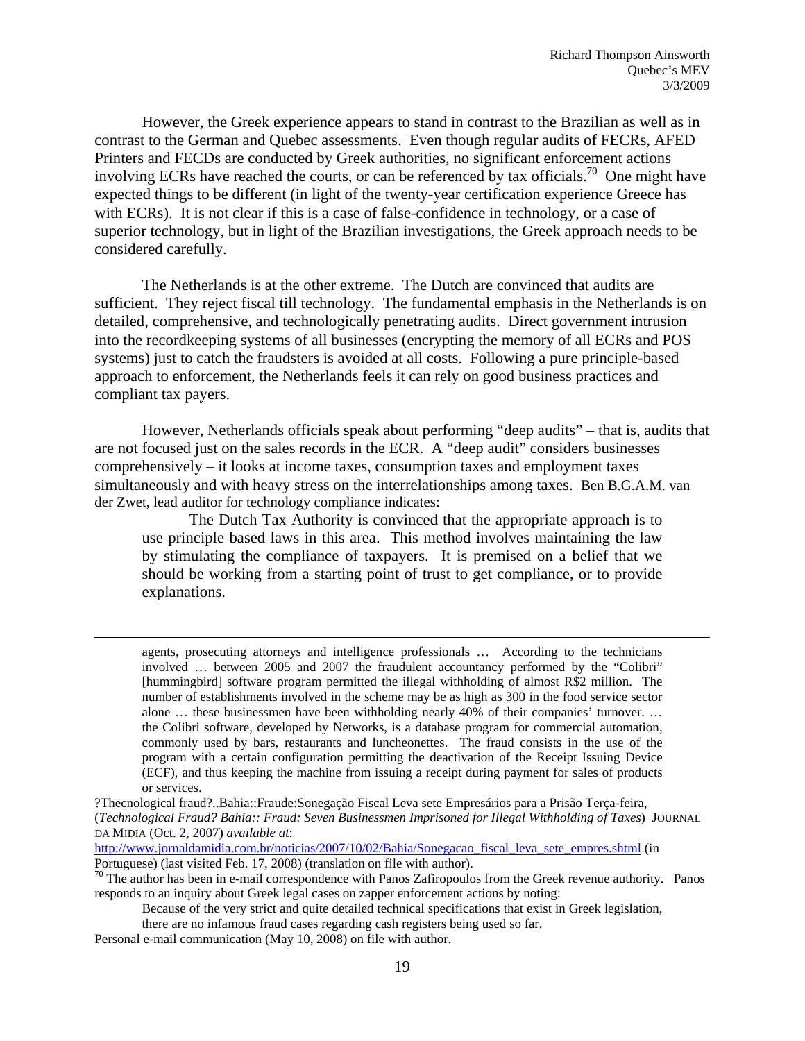However, the Greek experience appears to stand in contrast to the Brazilian as well as in contrast to the German and Quebec assessments. Even though regular audits of FECRs, AFED Printers and FECDs are conducted by Greek authorities, no significant enforcement actions involving ECRs have reached the courts, or can be referenced by tax officials.[70] One might have expected things to be different (in light of the twenty-year certification experience Greece has with ECRs). It is not clear if this is a case of false-confidence in technology, or a case of superior technology, but in light of the Brazilian investigations, the Greek approach needs to be considered carefully.

The Netherlands is at the other extreme. The Dutch are convinced that audits are sufficient. They reject fiscal till technology. The fundamental emphasis in the Netherlands is on detailed, comprehensive, and technologically penetrating audits. Direct government intrusion into the recordkeeping systems of all businesses (encrypting the memory of all ECRs and POS systems) just to catch the fraudsters is avoided at all costs. Following a pure principle-based approach to enforcement, the Netherlands feels it can rely on good business practices and compliant tax payers.

However, Netherlands officials speak about performing "deep audits" – that is, audits that are not focused just on the sales records in the ECR. A "deep audit" considers businesses comprehensively – it looks at income taxes, consumption taxes and employment taxes simultaneously and with heavy stress on the interrelationships among taxes. Ben B.G.A.M. van der Zwet, lead auditor for technology compliance indicates:

> The Dutch Tax Authority is convinced that the appropriate approach is to use principle based laws in this area. This method involves maintaining the law by stimulating the compliance of taxpayers. It is premised on a belief that we should be working from a starting point of trust to get compliance, or to provide explanations.

---

> agents, prosecuting attorneys and intelligence professionals … According to the technicians involved … between 2005 and 2007 the fraudulent accountancy performed by the "Colibri" [hummingbird] software program permitted the illegal withholding of almost R$2 million. The number of establishments involved in the scheme may be as high as 300 in the food service sector alone … these businessmen have been withholding nearly 40% of their companies' turnover. … the Colibri software, developed by Networks, is a database program for commercial automation, commonly used by bars, restaurants and luncheonettes. The fraud consists in the use of the program with a certain configuration permitting the deactivation of the Receipt Issuing Device (ECF), and thus keeping the machine from issuing a receipt during payment for sales of products or services.

?Thecnological fraud?..Bahia::Fraude:Sonegação Fiscal Leva sete Empresários para a Prisão Terça-feira, (*Technological Fraud? Bahia:: Fraud: Seven Businessmen Imprisoned for Illegal Withholding of Taxes*) JOURNAL DA MIDIA (Oct. 2, 2007) *available at*: http://www.jornaldamidia.com.br/noticias/2007/10/02/Bahia/Sonegacao_fiscal_leva_sete_empres.shtml (in Portuguese) (last visited Feb. 17, 2008) (translation on file with author).

[70] The author has been in e-mail correspondence with Panos Zafiropoulos from the Greek revenue authority. Panos responds to an inquiry about Greek legal cases on zapper enforcement actions by noting:

> Because of the very strict and quite detailed technical specifications that exist in Greek legislation, there are no infamous fraud cases regarding cash registers being used so far.

Personal e-mail communication (May 10, 2008) on file with author.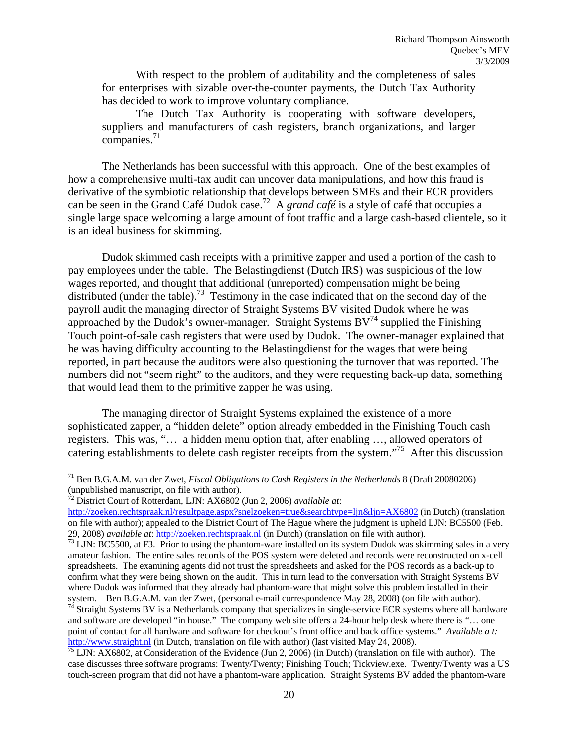> With respect to the problem of auditability and the completeness of sales for enterprises with sizable over-the-counter payments, the Dutch Tax Authority has decided to work to improve voluntary compliance.
>
> The Dutch Tax Authority is cooperating with software developers, suppliers and manufacturers of cash registers, branch organizations, and larger companies.[71]

The Netherlands has been successful with this approach. One of the best examples of how a comprehensive multi-tax audit can uncover data manipulations, and how this fraud is derivative of the symbiotic relationship that develops between SMEs and their ECR providers can be seen in the Grand Café Dudok case.[72] A *grand café* is a style of café that occupies a single large space welcoming a large amount of foot traffic and a large cash-based clientele, so it is an ideal business for skimming.

Dudok skimmed cash receipts with a primitive zapper and used a portion of the cash to pay employees under the table. The Belastingdienst (Dutch IRS) was suspicious of the low wages reported, and thought that additional (unreported) compensation might be being distributed (under the table).[73] Testimony in the case indicated that on the second day of the payroll audit the managing director of Straight Systems BV visited Dudok where he was approached by the Dudok's owner-manager. Straight Systems BV[74] supplied the Finishing Touch point-of-sale cash registers that were used by Dudok. The owner-manager explained that he was having difficulty accounting to the Belastingdienst for the wages that were being reported, in part because the auditors were also questioning the turnover that was reported. The numbers did not "seem right" to the auditors, and they were requesting back-up data, something that would lead them to the primitive zapper he was using.

The managing director of Straight Systems explained the existence of a more sophisticated zapper, a "hidden delete" option already embedded in the Finishing Touch cash registers. This was, "… a hidden menu option that, after enabling …, allowed operators of catering establishments to delete cash register receipts from the system."[75] After this discussion

---

[71] Ben B.G.A.M. van der Zwet, *Fiscal Obligations to Cash Registers in the Netherlands* 8 (Draft 20080206) (unpublished manuscript, on file with author).

[72] District Court of Rotterdam, LJN: AX6802 (Jun 2, 2006) *available at*: http://zoeken.rechtspraak.nl/resultpage.aspx?snelzoeken=true&searchtype=ljn&ljn=AX6802 (in Dutch) (translation on file with author); appealed to the District Court of The Hague where the judgment is upheld LJN: BC5500 (Feb. 29, 2008) *available at*: http://zoeken.rechtspraak.nl (in Dutch) (translation on file with author).

[73] LJN: BC5500, at F3. Prior to using the phantom-ware installed on its system Dudok was skimming sales in a very amateur fashion. The entire sales records of the POS system were deleted and records were reconstructed on x-cell spreadsheets. The examining agents did not trust the spreadsheets and asked for the POS records as a back-up to confirm what they were being shown on the audit. This in turn lead to the conversation with Straight Systems BV where Dudok was informed that they already had phantom-ware that might solve this problem installed in their system. Ben B.G.A.M. van der Zwet, (personal e-mail correspondence May 28, 2008) (on file with author).

[74] Straight Systems BV is a Netherlands company that specializes in single-service ECR systems where all hardware and software are developed "in house." The company web site offers a 24-hour help desk where there is "… one point of contact for all hardware and software for checkout's front office and back office systems." *Available a t:* http://www.straight.nl (in Dutch, translation on file with author) (last visited May 24, 2008).

[75] LJN: AX6802, at Consideration of the Evidence (Jun 2, 2006) (in Dutch) (translation on file with author). The case discusses three software programs: Twenty/Twenty; Finishing Touch; Tickview.exe. Twenty/Twenty was a US touch-screen program that did not have a phantom-ware application. Straight Systems BV added the phantom-ware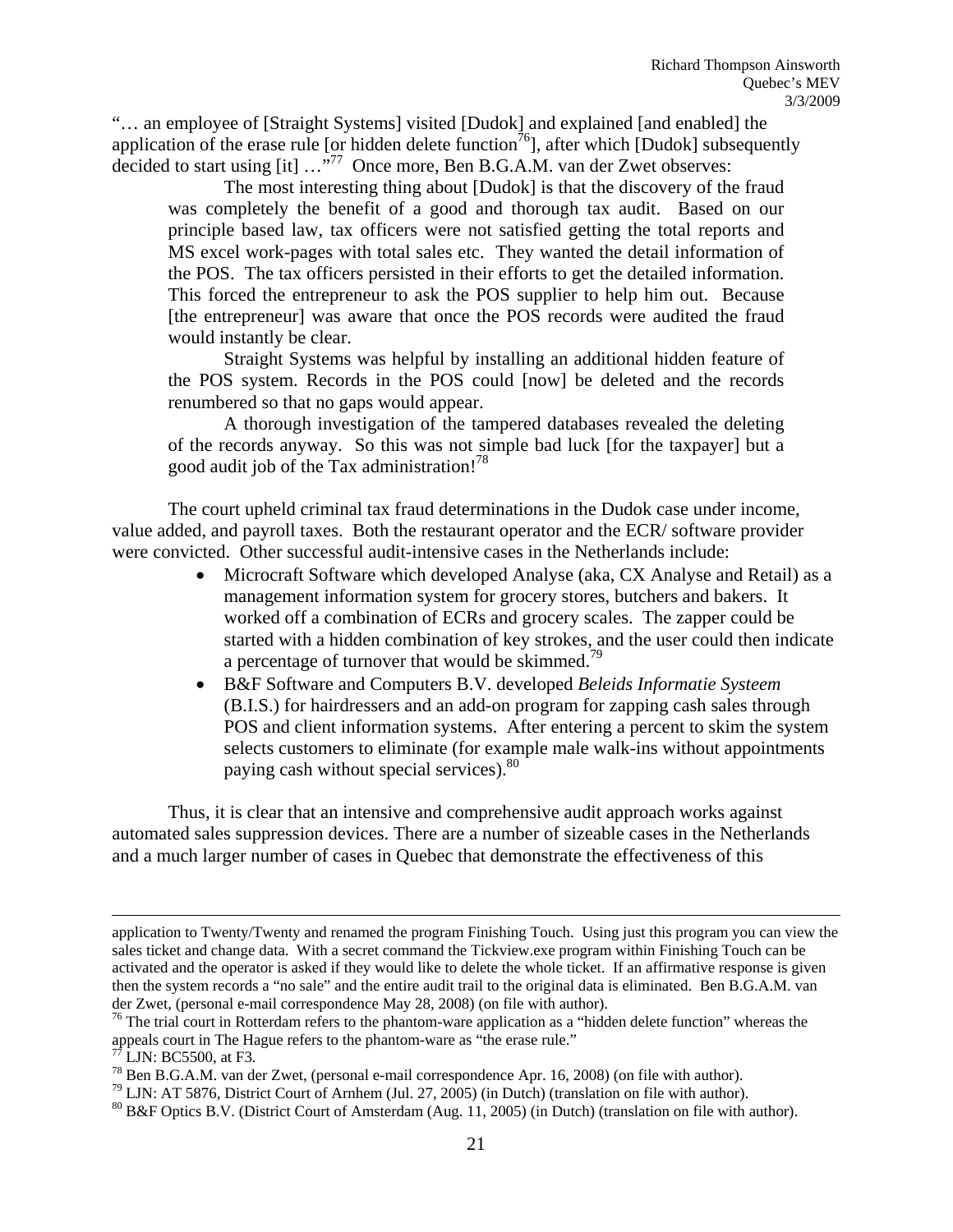"… an employee of [Straight Systems] visited [Dudok] and explained [and enabled] the application of the erase rule [or hidden delete function[76]], after which [Dudok] subsequently decided to start using [it] …"[77] Once more, Ben B.G.A.M. van der Zwet observes:

> The most interesting thing about [Dudok] is that the discovery of the fraud was completely the benefit of a good and thorough tax audit. Based on our principle based law, tax officers were not satisfied getting the total reports and MS excel work-pages with total sales etc. They wanted the detail information of the POS. The tax officers persisted in their efforts to get the detailed information. This forced the entrepreneur to ask the POS supplier to help him out. Because [the entrepreneur] was aware that once the POS records were audited the fraud would instantly be clear.
>
> Straight Systems was helpful by installing an additional hidden feature of the POS system. Records in the POS could [now] be deleted and the records renumbered so that no gaps would appear.
>
> A thorough investigation of the tampered databases revealed the deleting of the records anyway. So this was not simple bad luck [for the taxpayer] but a good audit job of the Tax administration![78]

The court upheld criminal tax fraud determinations in the Dudok case under income, value added, and payroll taxes. Both the restaurant operator and the ECR/ software provider were convicted. Other successful audit-intensive cases in the Netherlands include:

- Microcraft Software which developed Analyse (aka, CX Analyse and Retail) as a management information system for grocery stores, butchers and bakers. It worked off a combination of ECRs and grocery scales. The zapper could be started with a hidden combination of key strokes, and the user could then indicate a percentage of turnover that would be skimmed.[79]
- B&F Software and Computers B.V. developed *Beleids Informatie Systeem* (B.I.S.) for hairdressers and an add-on program for zapping cash sales through POS and client information systems. After entering a percent to skim the system selects customers to eliminate (for example male walk-ins without appointments paying cash without special services).[80]

Thus, it is clear that an intensive and comprehensive audit approach works against automated sales suppression devices. There are a number of sizeable cases in the Netherlands and a much larger number of cases in Quebec that demonstrate the effectiveness of this

---

application to Twenty/Twenty and renamed the program Finishing Touch. Using just this program you can view the sales ticket and change data. With a secret command the Tickview.exe program within Finishing Touch can be activated and the operator is asked if they would like to delete the whole ticket. If an affirmative response is given then the system records a "no sale" and the entire audit trail to the original data is eliminated. Ben B.G.A.M. van der Zwet, (personal e-mail correspondence May 28, 2008) (on file with author).

[76] The trial court in Rotterdam refers to the phantom-ware application as a "hidden delete function" whereas the appeals court in The Hague refers to the phantom-ware as "the erase rule."

[77] LJN: BC5500, at F3.

[78] Ben B.G.A.M. van der Zwet, (personal e-mail correspondence Apr. 16, 2008) (on file with author).

[79] LJN: AT 5876, District Court of Arnhem (Jul. 27, 2005) (in Dutch) (translation on file with author).

[80] B&F Optics B.V. (District Court of Amsterdam (Aug. 11, 2005) (in Dutch) (translation on file with author).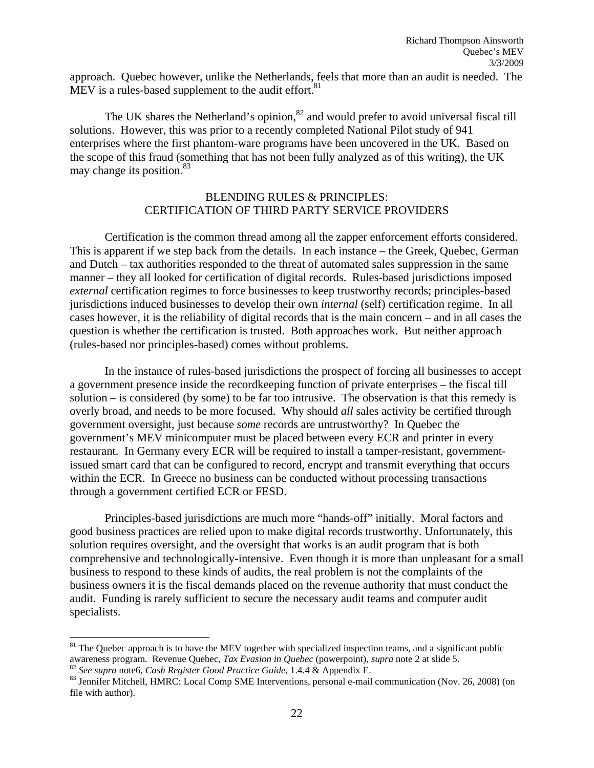approach. Quebec however, unlike the Netherlands, feels that more than an audit is needed. The MEV is a rules-based supplement to the audit effort.[81]

The UK shares the Netherland's opinion,[82] and would prefer to avoid universal fiscal till solutions. However, this was prior to a recently completed National Pilot study of 941 enterprises where the first phantom-ware programs have been uncovered in the UK. Based on the scope of this fraud (something that has not been fully analyzed as of this writing), the UK may change its position.[83]

## BLENDING RULES & PRINCIPLES: CERTIFICATION OF THIRD PARTY SERVICE PROVIDERS

Certification is the common thread among all the zapper enforcement efforts considered. This is apparent if we step back from the details. In each instance – the Greek, Quebec, German and Dutch – tax authorities responded to the threat of automated sales suppression in the same manner – they all looked for certification of digital records. Rules-based jurisdictions imposed *external* certification regimes to force businesses to keep trustworthy records; principles-based jurisdictions induced businesses to develop their own *internal* (self) certification regime. In all cases however, it is the reliability of digital records that is the main concern – and in all cases the question is whether the certification is trusted. Both approaches work. But neither approach (rules-based nor principles-based) comes without problems.

In the instance of rules-based jurisdictions the prospect of forcing all businesses to accept a government presence inside the recordkeeping function of private enterprises – the fiscal till solution – is considered (by some) to be far too intrusive. The observation is that this remedy is overly broad, and needs to be more focused. Why should *all* sales activity be certified through government oversight, just because *some* records are untrustworthy? In Quebec the government's MEV minicomputer must be placed between every ECR and printer in every restaurant. In Germany every ECR will be required to install a tamper-resistant, government-issued smart card that can be configured to record, encrypt and transmit everything that occurs within the ECR. In Greece no business can be conducted without processing transactions through a government certified ECR or FESD.

Principles-based jurisdictions are much more "hands-off" initially. Moral factors and good business practices are relied upon to make digital records trustworthy. Unfortunately, this solution requires oversight, and the oversight that works is an audit program that is both comprehensive and technologically-intensive. Even though it is more than unpleasant for a small business to respond to these kinds of audits, the real problem is not the complaints of the business owners it is the fiscal demands placed on the revenue authority that must conduct the audit. Funding is rarely sufficient to secure the necessary audit teams and computer audit specialists.

---

[81] The Quebec approach is to have the MEV together with specialized inspection teams, and a significant public awareness program. Revenue Quebec, *Tax Evasion in Quebec* (powerpoint), *supra* note 2 at slide 5.

[82] *See supra* note6, *Cash Register Good Practice Guide*, 1.4.4 & Appendix E.

[83] Jennifer Mitchell, HMRC: Local Comp SME Interventions, personal e-mail communication (Nov. 26, 2008) (on file with author).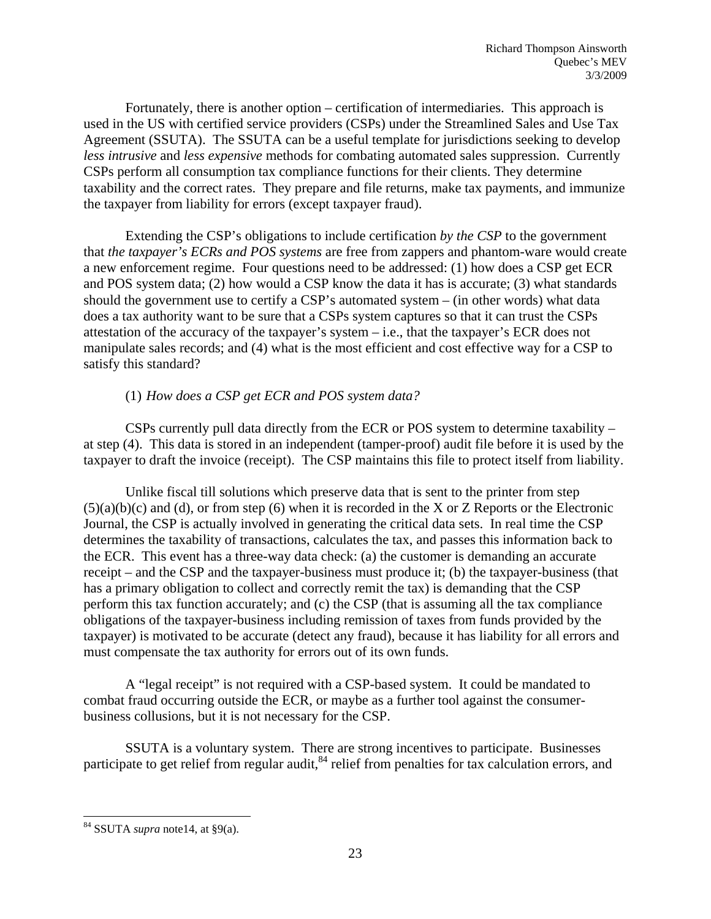Fortunately, there is another option – certification of intermediaries. This approach is used in the US with certified service providers (CSPs) under the Streamlined Sales and Use Tax Agreement (SSUTA). The SSUTA can be a useful template for jurisdictions seeking to develop *less intrusive* and *less expensive* methods for combating automated sales suppression. Currently CSPs perform all consumption tax compliance functions for their clients. They determine taxability and the correct rates. They prepare and file returns, make tax payments, and immunize the taxpayer from liability for errors (except taxpayer fraud).

Extending the CSP's obligations to include certification *by the CSP* to the government that *the taxpayer's ECRs and POS systems* are free from zappers and phantom-ware would create a new enforcement regime. Four questions need to be addressed: (1) how does a CSP get ECR and POS system data; (2) how would a CSP know the data it has is accurate; (3) what standards should the government use to certify a CSP's automated system – (in other words) what data does a tax authority want to be sure that a CSPs system captures so that it can trust the CSPs attestation of the accuracy of the taxpayer's system – i.e., that the taxpayer's ECR does not manipulate sales records; and (4) what is the most efficient and cost effective way for a CSP to satisfy this standard?

(1) *How does a CSP get ECR and POS system data?*

CSPs currently pull data directly from the ECR or POS system to determine taxability – at step (4). This data is stored in an independent (tamper-proof) audit file before it is used by the taxpayer to draft the invoice (receipt). The CSP maintains this file to protect itself from liability.

Unlike fiscal till solutions which preserve data that is sent to the printer from step (5)(a)(b)(c) and (d), or from step (6) when it is recorded in the X or Z Reports or the Electronic Journal, the CSP is actually involved in generating the critical data sets. In real time the CSP determines the taxability of transactions, calculates the tax, and passes this information back to the ECR. This event has a three-way data check: (a) the customer is demanding an accurate receipt – and the CSP and the taxpayer-business must produce it; (b) the taxpayer-business (that has a primary obligation to collect and correctly remit the tax) is demanding that the CSP perform this tax function accurately; and (c) the CSP (that is assuming all the tax compliance obligations of the taxpayer-business including remission of taxes from funds provided by the taxpayer) is motivated to be accurate (detect any fraud), because it has liability for all errors and must compensate the tax authority for errors out of its own funds.

A "legal receipt" is not required with a CSP-based system. It could be mandated to combat fraud occurring outside the ECR, or maybe as a further tool against the consumer-business collusions, but it is not necessary for the CSP.

SSUTA is a voluntary system. There are strong incentives to participate. Businesses participate to get relief from regular audit,[84] relief from penalties for tax calculation errors, and

[84] SSUTA *supra* note14, at §9(a).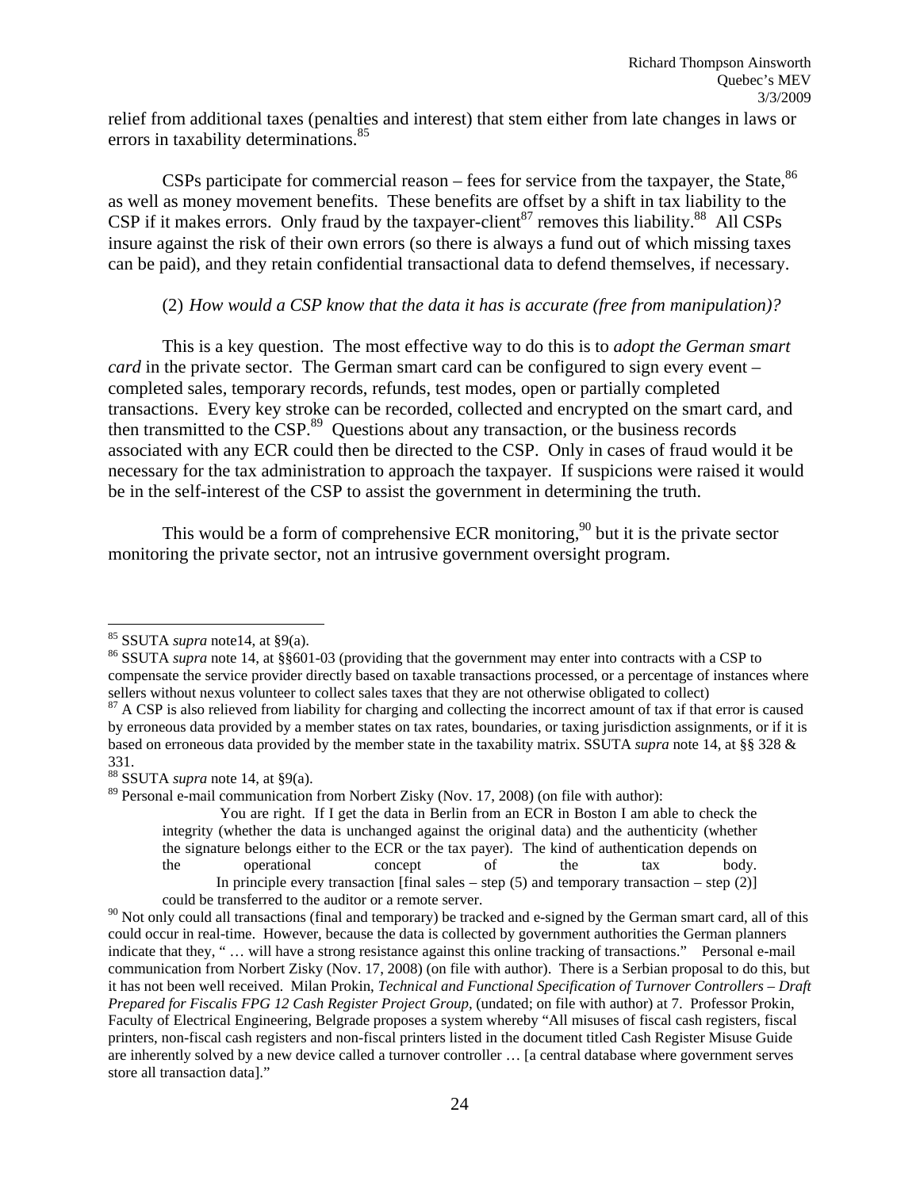relief from additional taxes (penalties and interest) that stem either from late changes in laws or errors in taxability determinations.[85]

CSPs participate for commercial reason – fees for service from the taxpayer, the State,[86] as well as money movement benefits. These benefits are offset by a shift in tax liability to the CSP if it makes errors. Only fraud by the taxpayer-client[87] removes this liability.[88] All CSPs insure against the risk of their own errors (so there is always a fund out of which missing taxes can be paid), and they retain confidential transactional data to defend themselves, if necessary.

(2) *How would a CSP know that the data it has is accurate (free from manipulation)?*

This is a key question. The most effective way to do this is to *adopt the German smart card* in the private sector. The German smart card can be configured to sign every event – completed sales, temporary records, refunds, test modes, open or partially completed transactions. Every key stroke can be recorded, collected and encrypted on the smart card, and then transmitted to the CSP.[89] Questions about any transaction, or the business records associated with any ECR could then be directed to the CSP. Only in cases of fraud would it be necessary for the tax administration to approach the taxpayer. If suspicions were raised it would be in the self-interest of the CSP to assist the government in determining the truth.

This would be a form of comprehensive ECR monitoring,[90] but it is the private sector monitoring the private sector, not an intrusive government oversight program.

---

[85] SSUTA *supra* note14, at §9(a).

[86] SSUTA *supra* note 14, at §§601-03 (providing that the government may enter into contracts with a CSP to compensate the service provider directly based on taxable transactions processed, or a percentage of instances where sellers without nexus volunteer to collect sales taxes that they are not otherwise obligated to collect)

[87] A CSP is also relieved from liability for charging and collecting the incorrect amount of tax if that error is caused by erroneous data provided by a member states on tax rates, boundaries, or taxing jurisdiction assignments, or if it is based on erroneous data provided by the member state in the taxability matrix. SSUTA *supra* note 14, at §§ 328 & 331.

[88] SSUTA *supra* note 14, at §9(a).

[89] Personal e-mail communication from Norbert Zisky (Nov. 17, 2008) (on file with author):

> You are right. If I get the data in Berlin from an ECR in Boston I am able to check the integrity (whether the data is unchanged against the original data) and the authenticity (whether the signature belongs either to the ECR or the tax payer). The kind of authentication depends on the operational concept of the tax body.
>
> In principle every transaction [final sales – step (5) and temporary transaction – step (2)] could be transferred to the auditor or a remote server.

[90] Not only could all transactions (final and temporary) be tracked and e-signed by the German smart card, all of this could occur in real-time. However, because the data is collected by government authorities the German planners indicate that they, " … will have a strong resistance against this online tracking of transactions." Personal e-mail communication from Norbert Zisky (Nov. 17, 2008) (on file with author). There is a Serbian proposal to do this, but it has not been well received. Milan Prokin, *Technical and Functional Specification of Turnover Controllers – Draft Prepared for Fiscalis FPG 12 Cash Register Project Group*, (undated; on file with author) at 7. Professor Prokin, Faculty of Electrical Engineering, Belgrade proposes a system whereby "All misuses of fiscal cash registers, fiscal printers, non-fiscal cash registers and non-fiscal printers listed in the document titled Cash Register Misuse Guide are inherently solved by a new device called a turnover controller … [a central database where government serves store all transaction data]."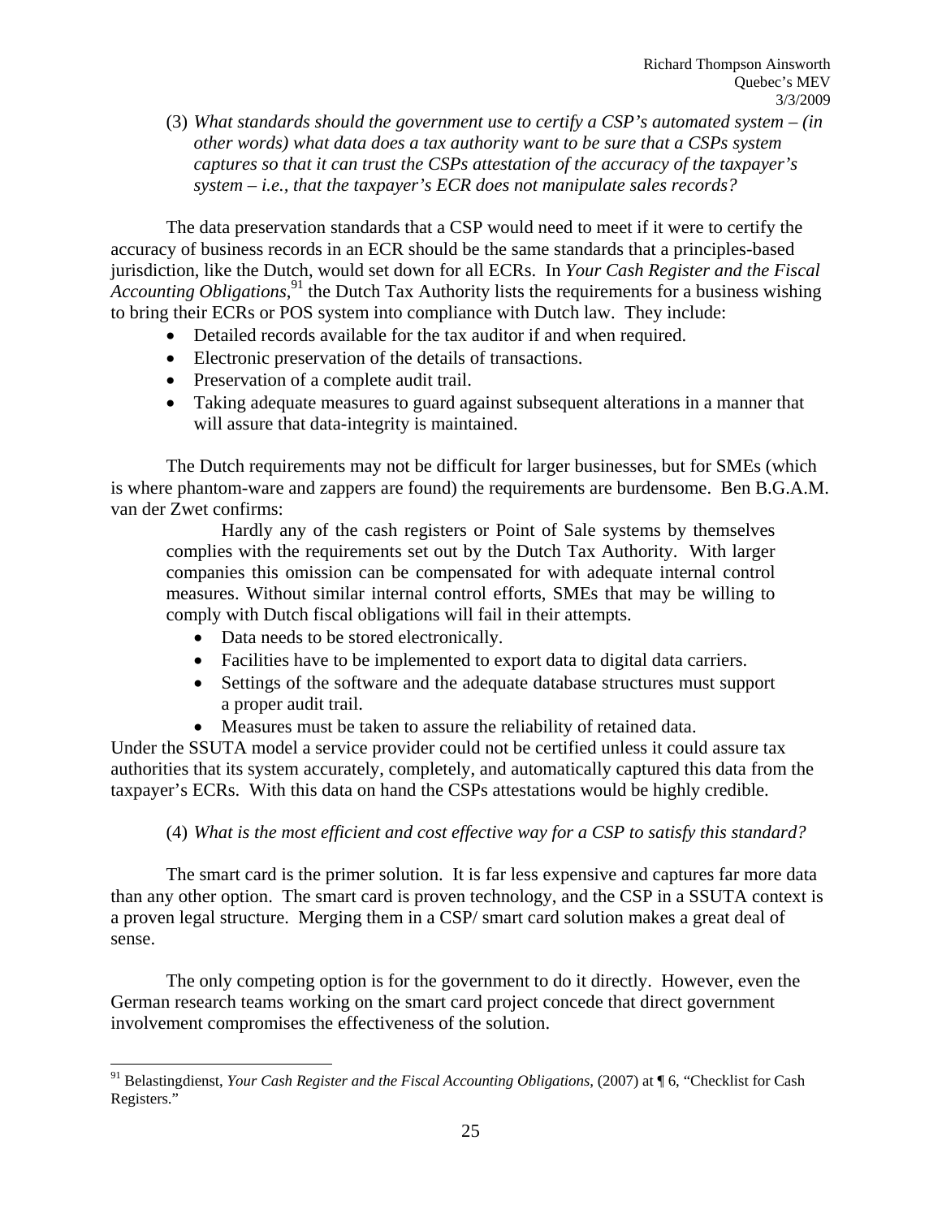(3) *What standards should the government use to certify a CSP's automated system – (in other words) what data does a tax authority want to be sure that a CSPs system captures so that it can trust the CSPs attestation of the accuracy of the taxpayer's system – i.e., that the taxpayer's ECR does not manipulate sales records?*

The data preservation standards that a CSP would need to meet if it were to certify the accuracy of business records in an ECR should be the same standards that a principles-based jurisdiction, like the Dutch, would set down for all ECRs. In *Your Cash Register and the Fiscal Accounting Obligations*,[91] the Dutch Tax Authority lists the requirements for a business wishing to bring their ECRs or POS system into compliance with Dutch law. They include:

- Detailed records available for the tax auditor if and when required.
- Electronic preservation of the details of transactions.
- Preservation of a complete audit trail.
- Taking adequate measures to guard against subsequent alterations in a manner that will assure that data-integrity is maintained.

The Dutch requirements may not be difficult for larger businesses, but for SMEs (which is where phantom-ware and zappers are found) the requirements are burdensome. Ben B.G.A.M. van der Zwet confirms:

> Hardly any of the cash registers or Point of Sale systems by themselves complies with the requirements set out by the Dutch Tax Authority. With larger companies this omission can be compensated for with adequate internal control measures. Without similar internal control efforts, SMEs that may be willing to comply with Dutch fiscal obligations will fail in their attempts.
>
> - Data needs to be stored electronically.
> - Facilities have to be implemented to export data to digital data carriers.
> - Settings of the software and the adequate database structures must support a proper audit trail.
> - Measures must be taken to assure the reliability of retained data.

Under the SSUTA model a service provider could not be certified unless it could assure tax authorities that its system accurately, completely, and automatically captured this data from the taxpayer's ECRs. With this data on hand the CSPs attestations would be highly credible.

(4) *What is the most efficient and cost effective way for a CSP to satisfy this standard?*

The smart card is the primer solution. It is far less expensive and captures far more data than any other option. The smart card is proven technology, and the CSP in a SSUTA context is a proven legal structure. Merging them in a CSP/ smart card solution makes a great deal of sense.

The only competing option is for the government to do it directly. However, even the German research teams working on the smart card project concede that direct government involvement compromises the effectiveness of the solution.

---

[91] Belastingdienst, *Your Cash Register and the Fiscal Accounting Obligations,* (2007) at ¶ 6, "Checklist for Cash Registers."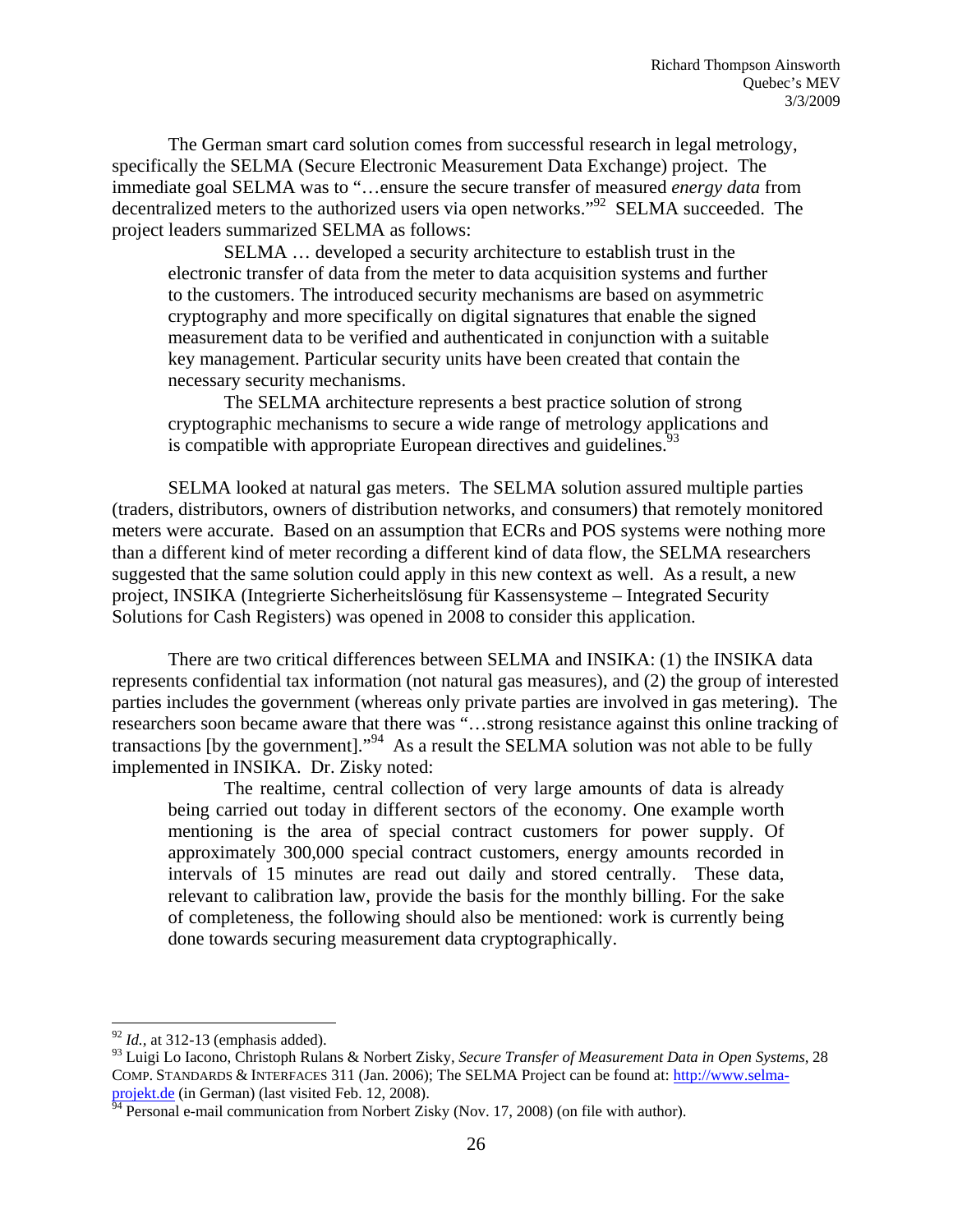The German smart card solution comes from successful research in legal metrology, specifically the SELMA (Secure Electronic Measurement Data Exchange) project. The immediate goal SELMA was to "…ensure the secure transfer of measured *energy data* from decentralized meters to the authorized users via open networks."[92] SELMA succeeded. The project leaders summarized SELMA as follows:

> SELMA … developed a security architecture to establish trust in the electronic transfer of data from the meter to data acquisition systems and further to the customers. The introduced security mechanisms are based on asymmetric cryptography and more specifically on digital signatures that enable the signed measurement data to be verified and authenticated in conjunction with a suitable key management. Particular security units have been created that contain the necessary security mechanisms.
>
> The SELMA architecture represents a best practice solution of strong cryptographic mechanisms to secure a wide range of metrology applications and is compatible with appropriate European directives and guidelines.[93]

SELMA looked at natural gas meters. The SELMA solution assured multiple parties (traders, distributors, owners of distribution networks, and consumers) that remotely monitored meters were accurate. Based on an assumption that ECRs and POS systems were nothing more than a different kind of meter recording a different kind of data flow, the SELMA researchers suggested that the same solution could apply in this new context as well. As a result, a new project, INSIKA (Integrierte Sicherheitslösung für Kassensysteme – Integrated Security Solutions for Cash Registers) was opened in 2008 to consider this application.

There are two critical differences between SELMA and INSIKA: (1) the INSIKA data represents confidential tax information (not natural gas measures), and (2) the group of interested parties includes the government (whereas only private parties are involved in gas metering). The researchers soon became aware that there was "…strong resistance against this online tracking of transactions [by the government]."[94] As a result the SELMA solution was not able to be fully implemented in INSIKA. Dr. Zisky noted:

> The realtime, central collection of very large amounts of data is already being carried out today in different sectors of the economy. One example worth mentioning is the area of special contract customers for power supply. Of approximately 300,000 special contract customers, energy amounts recorded in intervals of 15 minutes are read out daily and stored centrally. These data, relevant to calibration law, provide the basis for the monthly billing. For the sake of completeness, the following should also be mentioned: work is currently being done towards securing measurement data cryptographically.

---

[92] *Id.*, at 312-13 (emphasis added).

[93] Luigi Lo Iacono, Christoph Rulans & Norbert Zisky, *Secure Transfer of Measurement Data in Open Systems*, 28 COMP. STANDARDS & INTERFACES 311 (Jan. 2006); The SELMA Project can be found at: http://www.selma-projekt.de (in German) (last visited Feb. 12, 2008).

[94] Personal e-mail communication from Norbert Zisky (Nov. 17, 2008) (on file with author).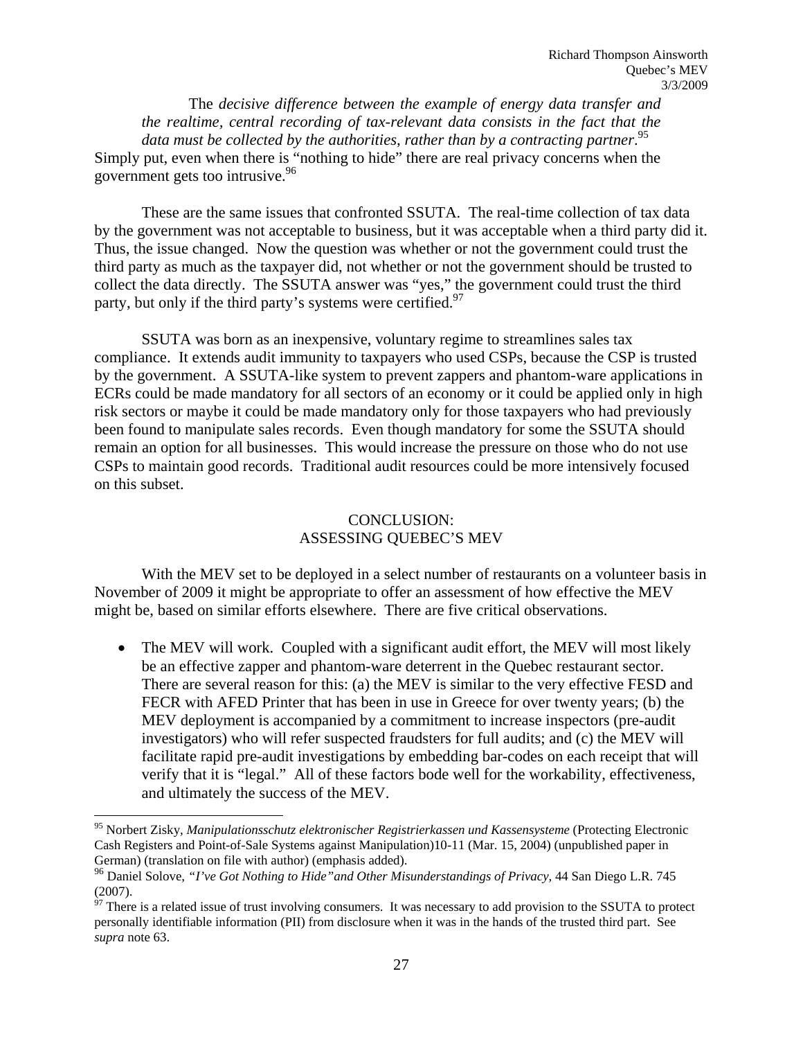> The *decisive difference between the example of energy data transfer and the realtime, central recording of tax-relevant data consists in the fact that the data must be collected by the authorities, rather than by a contracting partner*.[95]

Simply put, even when there is "nothing to hide" there are real privacy concerns when the government gets too intrusive.[96]

These are the same issues that confronted SSUTA. The real-time collection of tax data by the government was not acceptable to business, but it was acceptable when a third party did it. Thus, the issue changed. Now the question was whether or not the government could trust the third party as much as the taxpayer did, not whether or not the government should be trusted to collect the data directly. The SSUTA answer was "yes," the government could trust the third party, but only if the third party's systems were certified.[97]

SSUTA was born as an inexpensive, voluntary regime to streamlines sales tax compliance. It extends audit immunity to taxpayers who used CSPs, because the CSP is trusted by the government. A SSUTA-like system to prevent zappers and phantom-ware applications in ECRs could be made mandatory for all sectors of an economy or it could be applied only in high risk sectors or maybe it could be made mandatory only for those taxpayers who had previously been found to manipulate sales records. Even though mandatory for some the SSUTA should remain an option for all businesses. This would increase the pressure on those who do not use CSPs to maintain good records. Traditional audit resources could be more intensively focused on this subset.

## CONCLUSION: ASSESSING QUEBEC'S MEV

With the MEV set to be deployed in a select number of restaurants on a volunteer basis in November of 2009 it might be appropriate to offer an assessment of how effective the MEV might be, based on similar efforts elsewhere. There are five critical observations.

- The MEV will work. Coupled with a significant audit effort, the MEV will most likely be an effective zapper and phantom-ware deterrent in the Quebec restaurant sector. There are several reason for this: (a) the MEV is similar to the very effective FESD and FECR with AFED Printer that has been in use in Greece for over twenty years; (b) the MEV deployment is accompanied by a commitment to increase inspectors (pre-audit investigators) who will refer suspected fraudsters for full audits; and (c) the MEV will facilitate rapid pre-audit investigations by embedding bar-codes on each receipt that will verify that it is "legal." All of these factors bode well for the workability, effectiveness, and ultimately the success of the MEV.

---

[95] Norbert Zisky, *Manipulationsschutz elektronischer Registrierkassen und Kassensysteme* (Protecting Electronic Cash Registers and Point-of-Sale Systems against Manipulation)10-11 (Mar. 15, 2004) (unpublished paper in German) (translation on file with author) (emphasis added).

[96] Daniel Solove, *"I've Got Nothing to Hide"and Other Misunderstandings of Privacy,* 44 San Diego L.R. 745 (2007).

[97] There is a related issue of trust involving consumers. It was necessary to add provision to the SSUTA to protect personally identifiable information (PII) from disclosure when it was in the hands of the trusted third part. See *supra* note 63.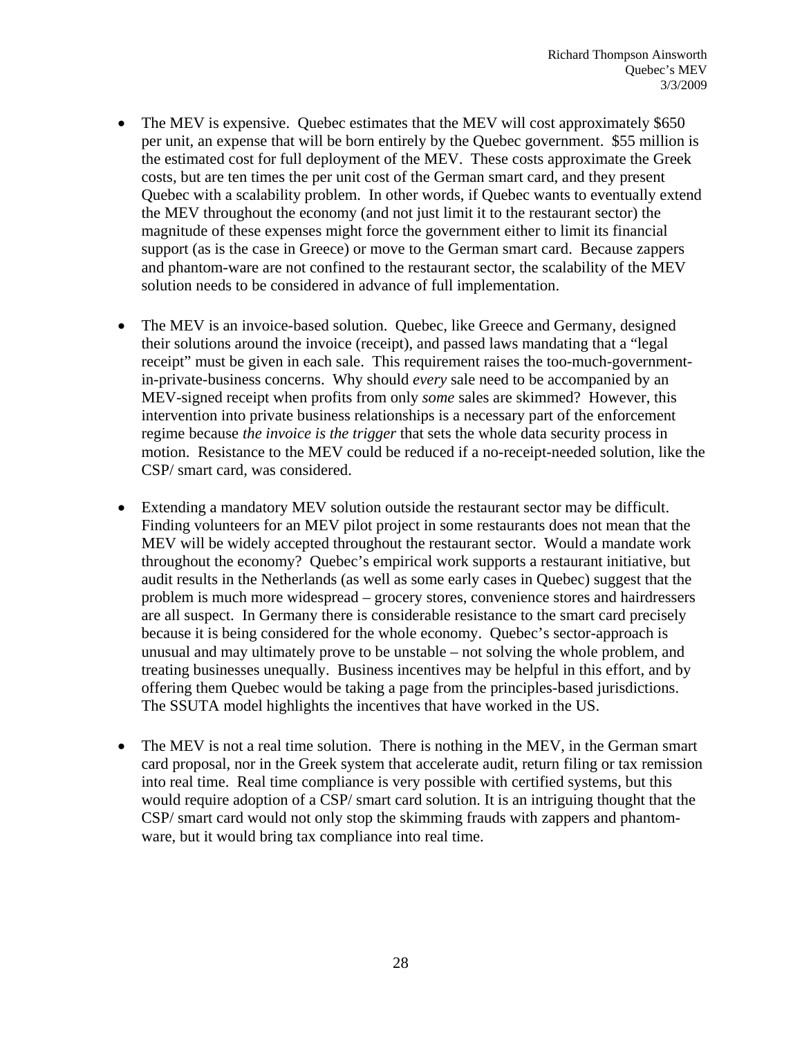- The MEV is expensive. Quebec estimates that the MEV will cost approximately $650 per unit, an expense that will be born entirely by the Quebec government. $55 million is the estimated cost for full deployment of the MEV. These costs approximate the Greek costs, but are ten times the per unit cost of the German smart card, and they present Quebec with a scalability problem. In other words, if Quebec wants to eventually extend the MEV throughout the economy (and not just limit it to the restaurant sector) the magnitude of these expenses might force the government either to limit its financial support (as is the case in Greece) or move to the German smart card. Because zappers and phantom-ware are not confined to the restaurant sector, the scalability of the MEV solution needs to be considered in advance of full implementation.

- The MEV is an invoice-based solution. Quebec, like Greece and Germany, designed their solutions around the invoice (receipt), and passed laws mandating that a "legal receipt" must be given in each sale. This requirement raises the too-much-government-in-private-business concerns. Why should *every* sale need to be accompanied by an MEV-signed receipt when profits from only *some* sales are skimmed? However, this intervention into private business relationships is a necessary part of the enforcement regime because *the invoice is the trigger* that sets the whole data security process in motion. Resistance to the MEV could be reduced if a no-receipt-needed solution, like the CSP/ smart card, was considered.

- Extending a mandatory MEV solution outside the restaurant sector may be difficult. Finding volunteers for an MEV pilot project in some restaurants does not mean that the MEV will be widely accepted throughout the restaurant sector. Would a mandate work throughout the economy? Quebec's empirical work supports a restaurant initiative, but audit results in the Netherlands (as well as some early cases in Quebec) suggest that the problem is much more widespread – grocery stores, convenience stores and hairdressers are all suspect. In Germany there is considerable resistance to the smart card precisely because it is being considered for the whole economy. Quebec's sector-approach is unusual and may ultimately prove to be unstable – not solving the whole problem, and treating businesses unequally. Business incentives may be helpful in this effort, and by offering them Quebec would be taking a page from the principles-based jurisdictions. The SSUTA model highlights the incentives that have worked in the US.

- The MEV is not a real time solution. There is nothing in the MEV, in the German smart card proposal, nor in the Greek system that accelerate audit, return filing or tax remission into real time. Real time compliance is very possible with certified systems, but this would require adoption of a CSP/ smart card solution. It is an intriguing thought that the CSP/ smart card would not only stop the skimming frauds with zappers and phantom-ware, but it would bring tax compliance into real time.